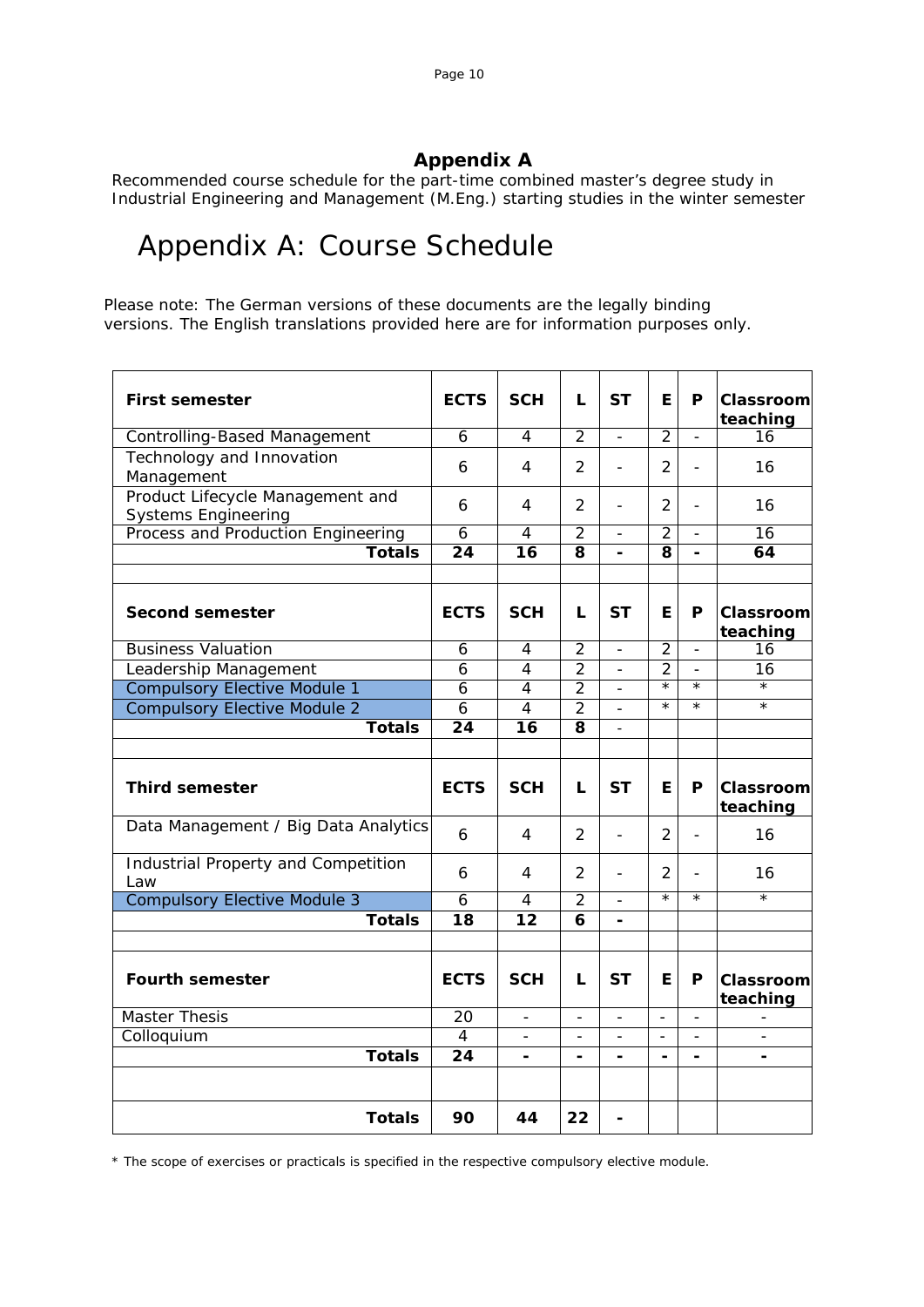# Appendix A

Recommended course schedule for the part-time combined master's degree study in Industrial Engineering and Management (M.Eng.) starting studies in the winter semester

## Appendix A: Course Schedule

Please note: The German versions of these documents are the legally binding versions. The English translations provided here are for information purposes only.

| First semester | ECTS | SCH | L | ST | E | P | Classroom teaching |
|---|---|---|---|---|---|---|---|
| Controlling-Based Management | 6 | 4 | 2 | - | 2 | - | 16 |
| Technology and Innovation Management | 6 | 4 | 2 | - | 2 | - | 16 |
| Product Lifecycle Management and Systems Engineering | 6 | 4 | 2 | - | 2 | - | 16 |
| Process and Production Engineering | 6 | 4 | 2 | - | 2 | - | 16 |
| **Totals** | **24** | **16** | **8** | **-** | **8** | **-** | **64** |
| | | | | | | | |
| **Second semester** | **ECTS** | **SCH** | **L** | **ST** | **E** | **P** | **Classroom teaching** |
| Business Valuation | 6 | 4 | 2 | - | 2 | - | 16 |
| Leadership Management | 6 | 4 | 2 | - | 2 | - | 16 |
| Compulsory Elective Module 1 | 6 | 4 | 2 | - | * | * | * |
| Compulsory Elective Module 2 | 6 | 4 | 2 | - | * | * | * |
| **Totals** | **24** | **16** | **8** | - | | | |
| | | | | | | | |
| **Third semester** | **ECTS** | **SCH** | **L** | **ST** | **E** | **P** | **Classroom teaching** |
| Data Management / Big Data Analytics | 6 | 4 | 2 | - | 2 | - | 16 |
| Industrial Property and Competition Law | 6 | 4 | 2 | - | 2 | - | 16 |
| Compulsory Elective Module 3 | 6 | 4 | 2 | - | * | * | * |
| **Totals** | **18** | **12** | **6** | **-** | | | |
| | | | | | | | |
| **Fourth semester** | **ECTS** | **SCH** | **L** | **ST** | **E** | **P** | **Classroom teaching** |
| Master Thesis | 20 | - | - | - | - | - | - |
| Colloquium | 4 | - | - | - | - | - | - |
| **Totals** | **24** | **-** | **-** | **-** | **-** | **-** | **-** |
| | | | | | | | |
| **Totals** | **90** | **44** | **22** | **-** | | | |

\* The scope of exercises or practicals is specified in the respective compulsory elective module.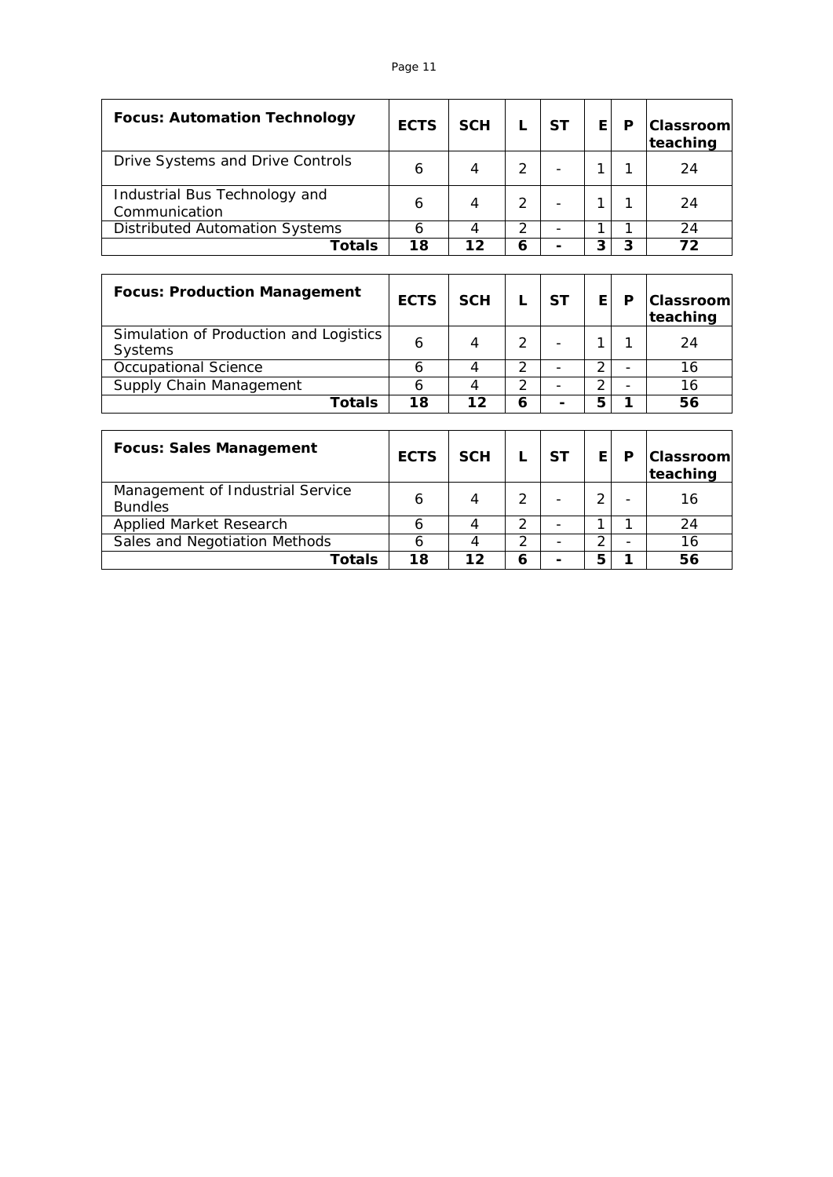| **Focus: Automation Technology** | **ECTS** | **SCH** | **L** | **ST** | **E** | **P** | **Classroom teaching** |
|---|---|---|---|---|---|---|---|
| Drive Systems and Drive Controls | 6 | 4 | 2 | - | 1 | 1 | 24 |
| Industrial Bus Technology and Communication | 6 | 4 | 2 | - | 1 | 1 | 24 |
| Distributed Automation Systems | 6 | 4 | 2 | - | 1 | 1 | 24 |
| **Totals** | **18** | **12** | **6** | **-** | **3** | **3** | **72** |

| **Focus: Production Management** | **ECTS** | **SCH** | **L** | **ST** | **E** | **P** | **Classroom teaching** |
|---|---|---|---|---|---|---|---|
| Simulation of Production and Logistics Systems | 6 | 4 | 2 | - | 1 | 1 | 24 |
| Occupational Science | 6 | 4 | 2 | - | 2 | - | 16 |
| Supply Chain Management | 6 | 4 | 2 | - | 2 | - | 16 |
| **Totals** | **18** | **12** | **6** | **-** | **5** | **1** | **56** |

| **Focus: Sales Management** | **ECTS** | **SCH** | **L** | **ST** | **E** | **P** | **Classroom teaching** |
|---|---|---|---|---|---|---|---|
| Management of Industrial Service Bundles | 6 | 4 | 2 | - | 2 | - | 16 |
| Applied Market Research | 6 | 4 | 2 | - | 1 | 1 | 24 |
| Sales and Negotiation Methods | 6 | 4 | 2 | - | 2 | - | 16 |
| **Totals** | **18** | **12** | **6** | **-** | **5** | **1** | **56** |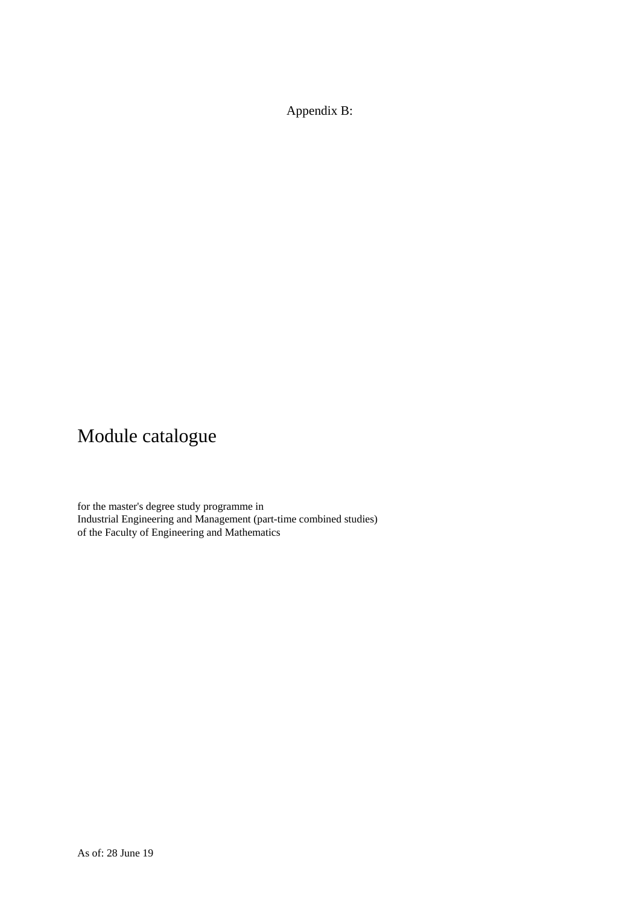Appendix B:

# Module catalogue

for the master's degree study programme in
Industrial Engineering and Management (part-time combined studies)
of the Faculty of Engineering and Mathematics

As of: 28 June 19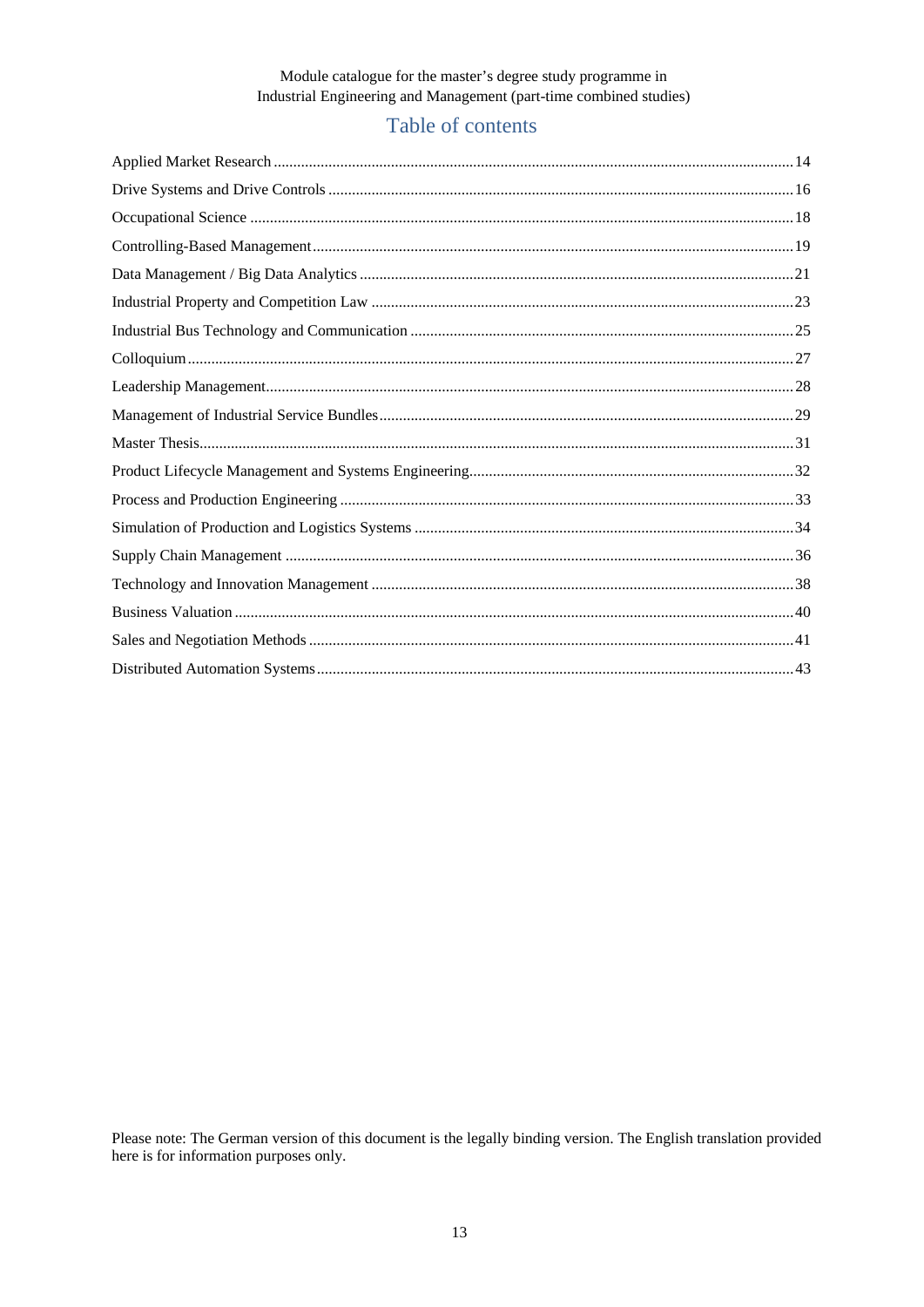# Table of contents

Applied Market Research .......... 14
Drive Systems and Drive Controls .......... 16
Occupational Science .......... 18
Controlling-Based Management .......... 19
Data Management / Big Data Analytics .......... 21
Industrial Property and Competition Law .......... 23
Industrial Bus Technology and Communication .......... 25
Colloquium .......... 27
Leadership Management .......... 28
Management of Industrial Service Bundles .......... 29
Master Thesis .......... 31
Product Lifecycle Management and Systems Engineering .......... 32
Process and Production Engineering .......... 33
Simulation of Production and Logistics Systems .......... 34
Supply Chain Management .......... 36
Technology and Innovation Management .......... 38
Business Valuation .......... 40
Sales and Negotiation Methods .......... 41
Distributed Automation Systems .......... 43

Please note: The German version of this document is the legally binding version. The English translation provided here is for information purposes only.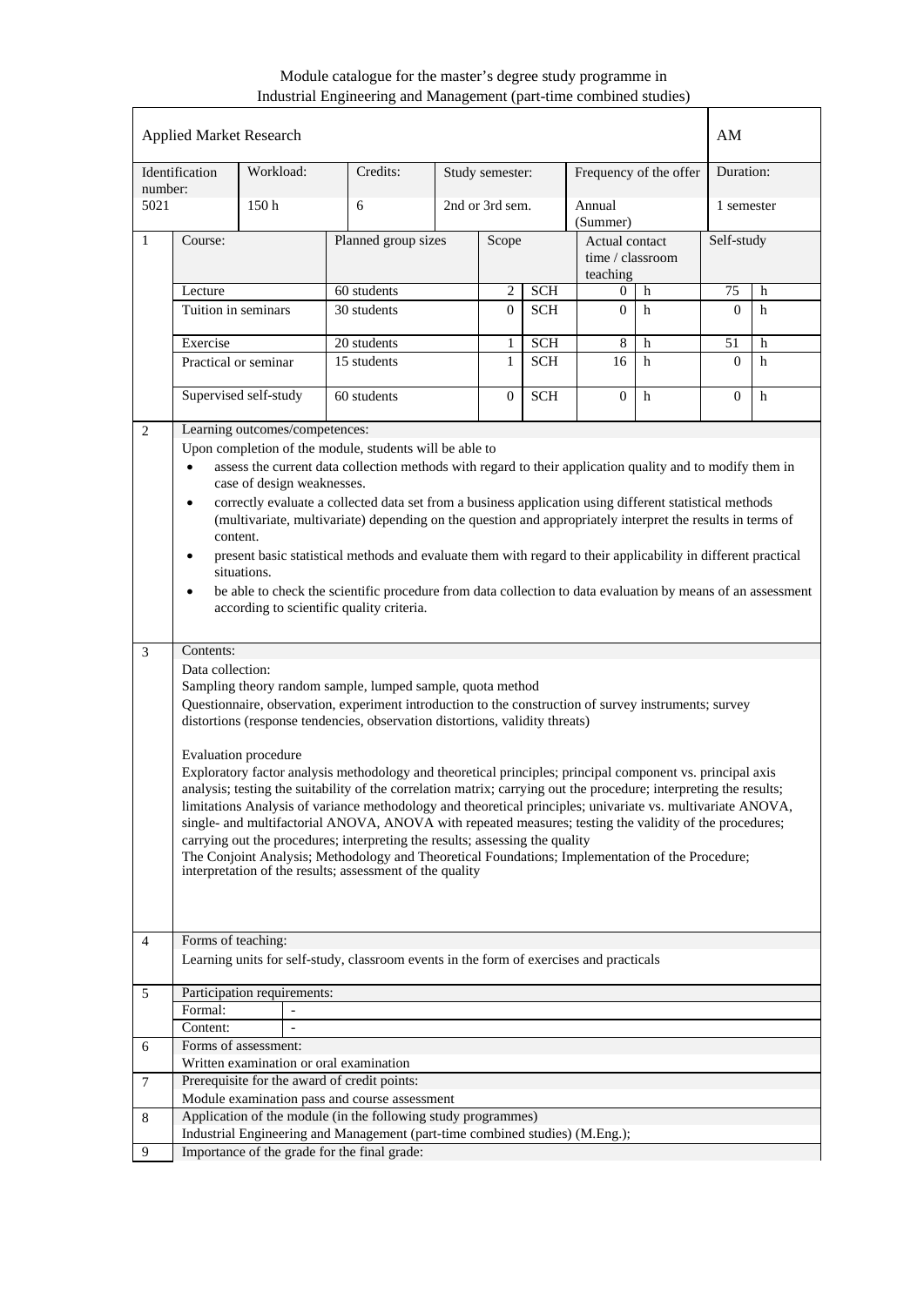Module catalogue for the master's degree study programme in Industrial Engineering and Management (part-time combined studies)

| Applied Market Research | | | | | AM |
|---|---|---|---|---|---|
| Identification number:<br>5021 | Workload:<br>150 h | Credits:<br>6 | Study semester:<br>2nd or 3rd sem. | Frequency of the offer<br>Annual (Summer) | Duration:<br>1 semester |

**1**

| Course: | Planned group sizes | Scope | | Actual contact time / classroom teaching | | Self-study | |
|---|---|---|---|---|---|---|---|
| Lecture | 60 students | 2 | SCH | 0 | h | 75 | h |
| Tuition in seminars | 30 students | 0 | SCH | 0 | h | 0 | h |
| Exercise | 20 students | 1 | SCH | 8 | h | 51 | h |
| Practical or seminar | 15 students | 1 | SCH | 16 | h | 0 | h |
| Supervised self-study | 60 students | 0 | SCH | 0 | h | 0 | h |

**2 Learning outcomes/competences:**

Upon completion of the module, students will be able to

- assess the current data collection methods with regard to their application quality and to modify them in case of design weaknesses.
- correctly evaluate a collected data set from a business application using different statistical methods (multivariate, multivariate) depending on the question and appropriately interpret the results in terms of content.
- present basic statistical methods and evaluate them with regard to their applicability in different practical situations.
- be able to check the scientific procedure from data collection to data evaluation by means of an assessment according to scientific quality criteria.

**3 Contents:**

Data collection:

Sampling theory random sample, lumped sample, quota method

Questionnaire, observation, experiment introduction to the construction of survey instruments; survey distortions (response tendencies, observation distortions, validity threats)

Evaluation procedure

Exploratory factor analysis methodology and theoretical principles; principal component vs. principal axis analysis; testing the suitability of the correlation matrix; carrying out the procedure; interpreting the results; limitations Analysis of variance methodology and theoretical principles; univariate vs. multivariate ANOVA, single- and multifactorial ANOVA, ANOVA with repeated measures; testing the validity of the procedures; carrying out the procedures; interpreting the results; assessing the quality

The Conjoint Analysis; Methodology and Theoretical Foundations; Implementation of the Procedure; interpretation of the results; assessment of the quality

**4 Forms of teaching:**

Learning units for self-study, classroom events in the form of exercises and practicals

**5 Participation requirements:**

| Formal: | - |
|---|---|
| Content: | - |

**6 Forms of assessment:**

Written examination or oral examination

**7 Prerequisite for the award of credit points:**

Module examination pass and course assessment

**8 Application of the module (in the following study programmes)**

Industrial Engineering and Management (part-time combined studies) (M.Eng.);

**9 Importance of the grade for the final grade:**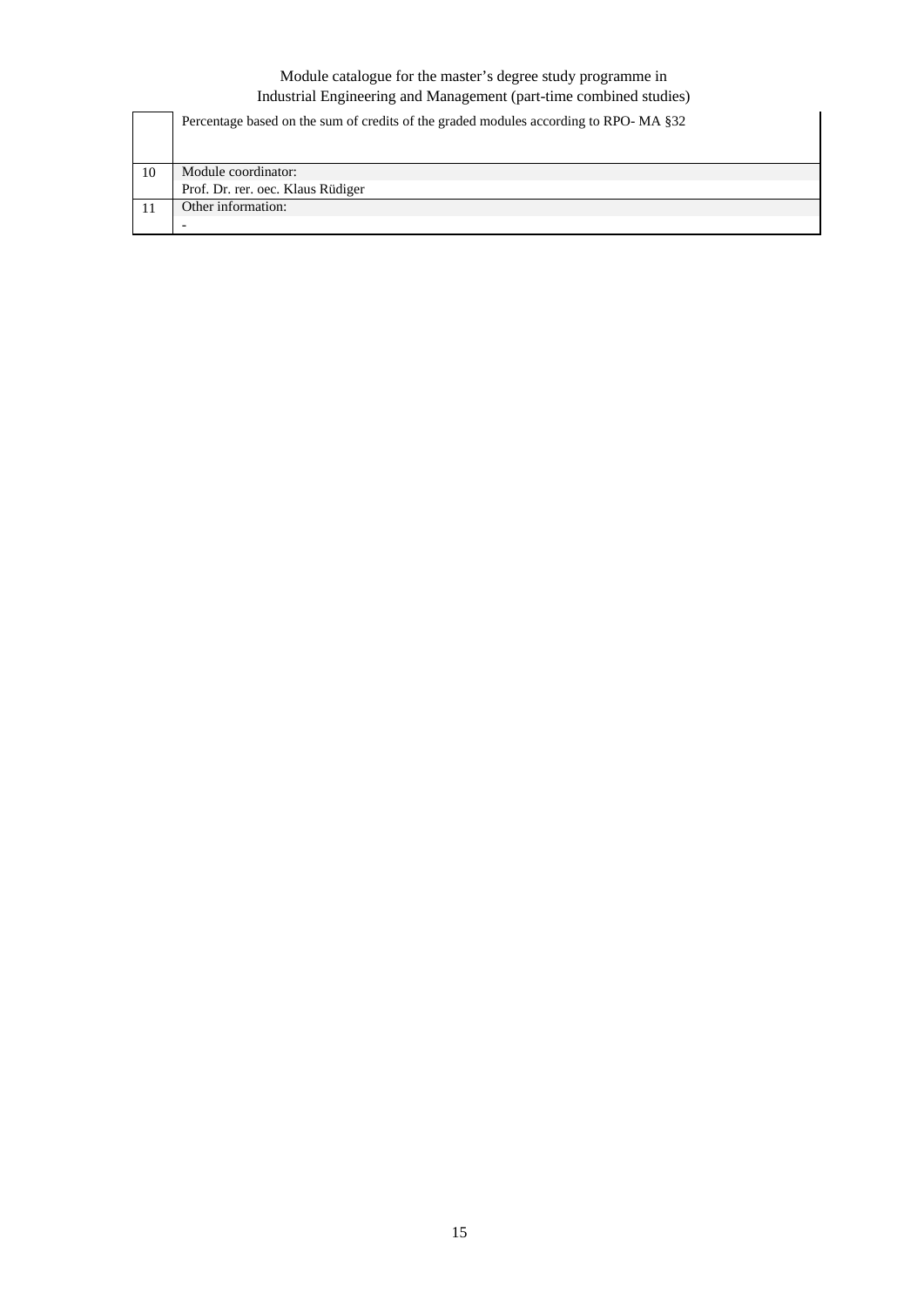|  |  |
| --- | --- |
|  | Percentage based on the sum of credits of the graded modules according to RPO- MA §32 |
| 10 | Module coordinator: |
|  | Prof. Dr. rer. oec. Klaus Rüdiger |
| 11 | Other information: |
|  | - |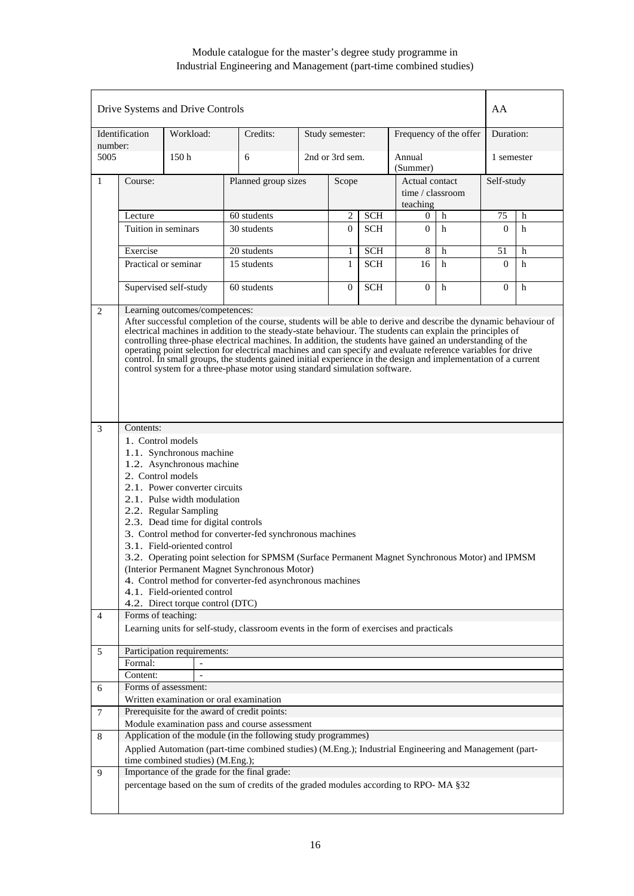Module catalogue for the master's degree study programme in
Industrial Engineering and Management (part-time combined studies)

| Drive Systems and Drive Controls | | | | | | AA |
|---|---|---|---|---|---|---|
| Identification number: | Workload: | Credits: | Study semester: | Frequency of the offer | | Duration: |
| 5005 | 150 h | 6 | 2nd or 3rd sem. | Annual (Summer) | | 1 semester |

| 1 | Course: | Planned group sizes | Scope | | Actual contact time / classroom teaching | | Self-study | |
|---|---|---|---|---|---|---|---|---|
| | Lecture | 60 students | 2 | SCH | 0 | h | 75 | h |
| | Tuition in seminars | 30 students | 0 | SCH | 0 | h | 0 | h |
| | Exercise | 20 students | 1 | SCH | 8 | h | 51 | h |
| | Practical or seminar | 15 students | 1 | SCH | 16 | h | 0 | h |
| | Supervised self-study | 60 students | 0 | SCH | 0 | h | 0 | h |

**2 Learning outcomes/competences:**

After successful completion of the course, students will be able to derive and describe the dynamic behaviour of electrical machines in addition to the steady-state behaviour. The students can explain the principles of controlling three-phase electrical machines. In addition, the students have gained an understanding of the operating point selection for electrical machines and can specify and evaluate reference variables for drive control. In small groups, the students gained initial experience in the design and implementation of a current control system for a three-phase motor using standard simulation software.

**3 Contents:**

1. Control models
   1.1. Synchronous machine
   1.2. Asynchronous machine
2. Control models
   2.1. Power converter circuits
   2.1. Pulse width modulation
   2.2. Regular Sampling
   2.3. Dead time for digital controls
3. Control method for converter-fed synchronous machines
   3.1. Field-oriented control
   3.2. Operating point selection for SPMSM (Surface Permanent Magnet Synchronous Motor) and IPMSM (Interior Permanent Magnet Synchronous Motor)
4. Control method for converter-fed asynchronous machines
   4.1. Field-oriented control
   4.2. Direct torque control (DTC)

**4 Forms of teaching:**

Learning units for self-study, classroom events in the form of exercises and practicals

**5 Participation requirements:**

Formal: -

Content: -

**6 Forms of assessment:**

Written examination or oral examination

**7 Prerequisite for the award of credit points:**

Module examination pass and course assessment

**8 Application of the module (in the following study programmes)**

Applied Automation (part-time combined studies) (M.Eng.); Industrial Engineering and Management (part-time combined studies) (M.Eng.);

**9 Importance of the grade for the final grade:**

percentage based on the sum of credits of the graded modules according to RPO- MA §32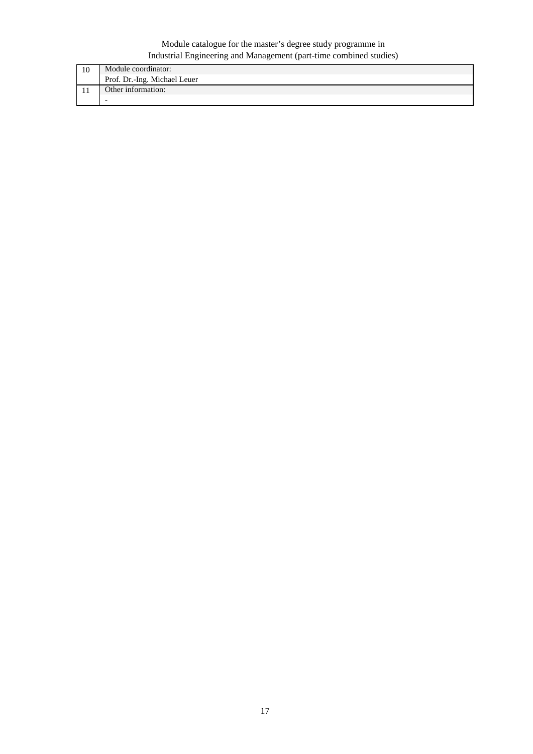| 10 | Module coordinator: |
| --- | --- |
| | Prof. Dr.-Ing. Michael Leuer |
| 11 | Other information: |
| | - |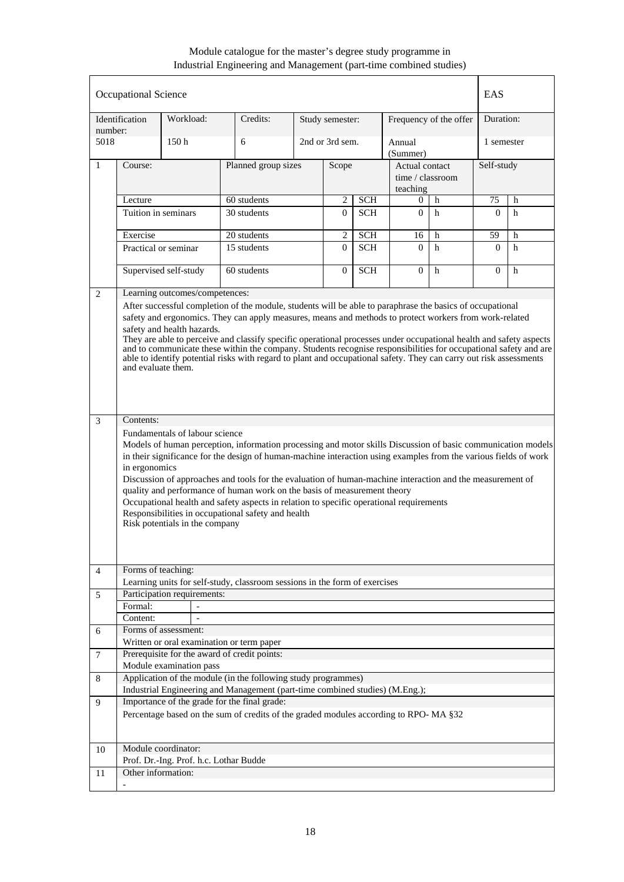Module catalogue for the master's degree study programme in Industrial Engineering and Management (part-time combined studies)

| Occupational Science | | | | | EAS |
|---|---|---|---|---|---|
| Identification number: | Workload: | Credits: | Study semester: | Frequency of the offer | Duration: |
| 5018 | 150 h | 6 | 2nd or 3rd sem. | Annual (Summer) | 1 semester |

| 1 | Course: | Planned group sizes | Scope | | Actual contact time / classroom teaching | | Self-study | |
|---|---|---|---|---|---|---|---|---|
| | Lecture | 60 students | 2 | SCH | 0 | h | 75 | h |
| | Tuition in seminars | 30 students | 0 | SCH | 0 | h | 0 | h |
| | Exercise | 20 students | 2 | SCH | 16 | h | 59 | h |
| | Practical or seminar | 15 students | 0 | SCH | 0 | h | 0 | h |
| | Supervised self-study | 60 students | 0 | SCH | 0 | h | 0 | h |

**2 Learning outcomes/competences:**

After successful completion of the module, students will be able to paraphrase the basics of occupational safety and ergonomics. They can apply measures, means and methods to protect workers from work-related safety and health hazards.
They are able to perceive and classify specific operational processes under occupational health and safety aspects and to communicate these within the company. Students recognise responsibilities for occupational safety and are able to identify potential risks with regard to plant and occupational safety. They can carry out risk assessments and evaluate them.

**3 Contents:**

Fundamentals of labour science
Models of human perception, information processing and motor skills Discussion of basic communication models in their significance for the design of human-machine interaction using examples from the various fields of work in ergonomics
Discussion of approaches and tools for the evaluation of human-machine interaction and the measurement of quality and performance of human work on the basis of measurement theory
Occupational health and safety aspects in relation to specific operational requirements
Responsibilities in occupational safety and health
Risk potentials in the company

**4 Forms of teaching:**

Learning units for self-study, classroom sessions in the form of exercises

**5 Participation requirements:**

| Formal: | - |
|---|---|
| Content: | - |

**6 Forms of assessment:**

Written or oral examination or term paper

**7 Prerequisite for the award of credit points:**

Module examination pass

**8 Application of the module (in the following study programmes)**

Industrial Engineering and Management (part-time combined studies) (M.Eng.);

**9 Importance of the grade for the final grade:**

Percentage based on the sum of credits of the graded modules according to RPO- MA §32

**10 Module coordinator:**

Prof. Dr.-Ing. Prof. h.c. Lothar Budde

**11 Other information:**

-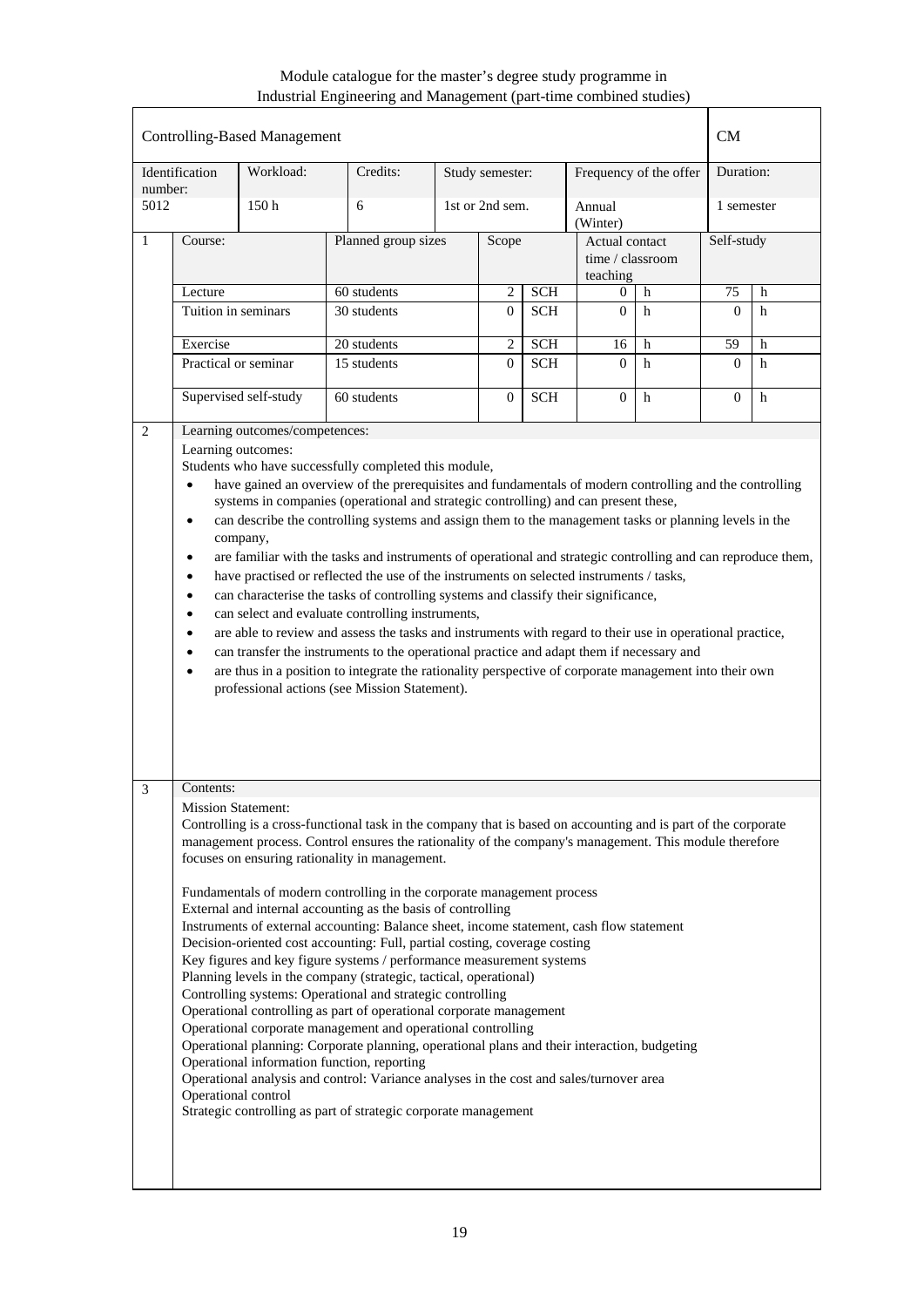Module catalogue for the master's degree study programme in Industrial Engineering and Management (part-time combined studies)

## Controlling-Based Management — CM

| Identification number: | Workload: | Credits: | Study semester: | Frequency of the offer | Duration: |
|---|---|---|---|---|---|
| 5012 | 150 h | 6 | 1st or 2nd sem. | Annual (Winter) | 1 semester |

**1**

| Course: | Planned group sizes | Scope | | Actual contact time / classroom teaching | | Self-study | |
|---|---|---|---|---|---|---|---|
| Lecture | 60 students | 2 | SCH | 0 | h | 75 | h |
| Tuition in seminars | 30 students | 0 | SCH | 0 | h | 0 | h |
| Exercise | 20 students | 2 | SCH | 16 | h | 59 | h |
| Practical or seminar | 15 students | 0 | SCH | 0 | h | 0 | h |
| Supervised self-study | 60 students | 0 | SCH | 0 | h | 0 | h |

**2** Learning outcomes/competences:

Learning outcomes:

Students who have successfully completed this module,

- have gained an overview of the prerequisites and fundamentals of modern controlling and the controlling systems in companies (operational and strategic controlling) and can present these,
- can describe the controlling systems and assign them to the management tasks or planning levels in the company,
- are familiar with the tasks and instruments of operational and strategic controlling and can reproduce them,
- have practised or reflected the use of the instruments on selected instruments / tasks,
- can characterise the tasks of controlling systems and classify their significance,
- can select and evaluate controlling instruments,
- are able to review and assess the tasks and instruments with regard to their use in operational practice,
- can transfer the instruments to the operational practice and adapt them if necessary and
- are thus in a position to integrate the rationality perspective of corporate management into their own professional actions (see Mission Statement).

**3** Contents:

Mission Statement:

Controlling is a cross-functional task in the company that is based on accounting and is part of the corporate management process. Control ensures the rationality of the company's management. This module therefore focuses on ensuring rationality in management.

Fundamentals of modern controlling in the corporate management process
External and internal accounting as the basis of controlling
Instruments of external accounting: Balance sheet, income statement, cash flow statement
Decision-oriented cost accounting: Full, partial costing, coverage costing
Key figures and key figure systems / performance measurement systems
Planning levels in the company (strategic, tactical, operational)
Controlling systems: Operational and strategic controlling
Operational controlling as part of operational corporate management
Operational corporate management and operational controlling
Operational planning: Corporate planning, operational plans and their interaction, budgeting
Operational information function, reporting
Operational analysis and control: Variance analyses in the cost and sales/turnover area
Operational control
Strategic controlling as part of strategic corporate management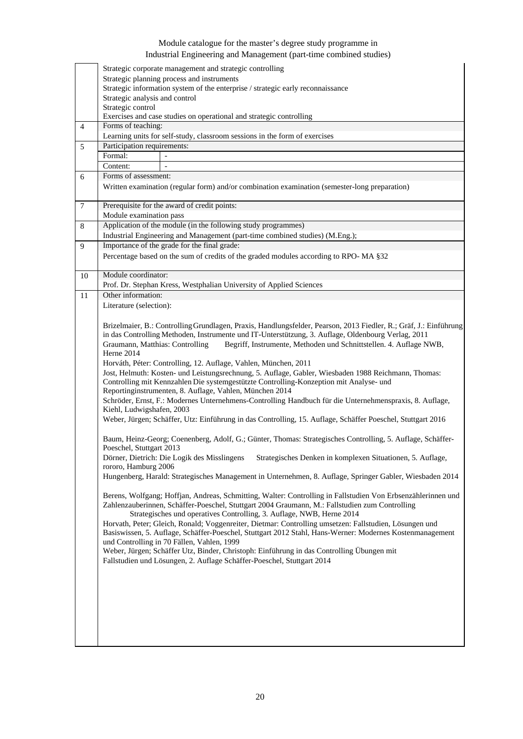| | |
|---|---|
| | Strategic corporate management and strategic controlling<br>Strategic planning process and instruments<br>Strategic information system of the enterprise / strategic early reconnaissance<br>Strategic analysis and control<br>Strategic control<br>Exercises and case studies on operational and strategic controlling |
| 4 | Forms of teaching:<br>Learning units for self-study, classroom sessions in the form of exercises |
| 5 | Participation requirements:<br>Formal: -<br>Content: - |
| 6 | Forms of assessment:<br>Written examination (regular form) and/or combination examination (semester-long preparation) |
| 7 | Prerequisite for the award of credit points:<br>Module examination pass |
| 8 | Application of the module (in the following study programmes)<br>Industrial Engineering and Management (part-time combined studies) (M.Eng.); |
| 9 | Importance of the grade for the final grade:<br>Percentage based on the sum of credits of the graded modules according to RPO- MA §32 |
| 10 | Module coordinator:<br>Prof. Dr. Stephan Kress, Westphalian University of Applied Sciences |
| 11 | Other information:<br>Literature (selection):<br><br>Brizelmaier, B.: Controlling Grundlagen, Praxis, Handlungsfelder, Pearson, 2013 Fiedler, R.; Gräf, J.: Einführung in das Controlling Methoden, Instrumente und IT-Unterstützung, 3. Auflage, Oldenbourg Verlag, 2011<br>Graumann, Matthias: Controlling Begriff, Instrumente, Methoden und Schnittstellen. 4. Auflage NWB, Herne 2014<br>Horváth, Péter: Controlling, 12. Auflage, Vahlen, München, 2011<br>Jost, Helmuth: Kosten- und Leistungsrechnung, 5. Auflage, Gabler, Wiesbaden 1988 Reichmann, Thomas: Controlling mit Kennzahlen Die systemgestützte Controlling-Konzeption mit Analyse- und Reportinginstrumenten, 8. Auflage, Vahlen, München 2014<br>Schröder, Ernst, F.: Modernes Unternehmens-Controlling Handbuch für die Unternehmenspraxis, 8. Auflage, Kiehl, Ludwigshafen, 2003<br>Weber, Jürgen; Schäffer, Utz: Einführung in das Controlling, 15. Auflage, Schäffer Poeschel, Stuttgart 2016<br><br>Baum, Heinz-Georg; Coenenberg, Adolf, G.; Günter, Thomas: Strategisches Controlling, 5. Auflage, Schäffer-Poeschel, Stuttgart 2013<br>Dörner, Dietrich: Die Logik des Misslingens Strategisches Denken in komplexen Situationen, 5. Auflage, rororo, Hamburg 2006<br>Hungenberg, Harald: Strategisches Management in Unternehmen, 8. Auflage, Springer Gabler, Wiesbaden 2014<br><br>Berens, Wolfgang; Hoffjan, Andreas, Schmitting, Walter: Controlling in Fallstudien Von Erbsenzählerinnen und Zahlenzauberinnen, Schäffer-Poeschel, Stuttgart 2004 Graumann, M.: Fallstudien zum Controlling Strategisches und operatives Controlling, 3. Auflage, NWB, Herne 2014<br>Horvath, Peter; Gleich, Ronald; Voggenreiter, Dietmar: Controlling umsetzen: Fallstudien, Lösungen und Basiswissen, 5. Auflage, Schäffer-Poeschel, Stuttgart 2012 Stahl, Hans-Werner: Modernes Kostenmanagement und Controlling in 70 Fällen, Vahlen, 1999<br>Weber, Jürgen; Schäffer Utz, Binder, Christoph: Einführung in das Controlling Übungen mit Fallstudien und Lösungen, 2. Auflage Schäffer-Poeschel, Stuttgart 2014 |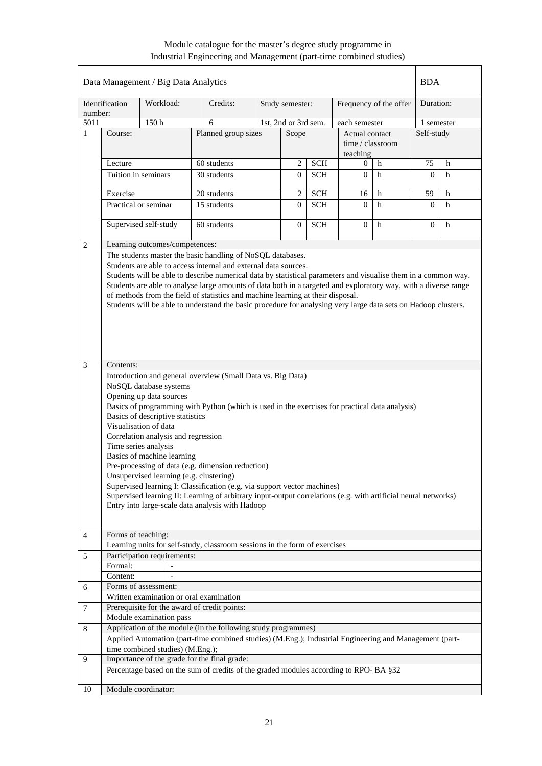Module catalogue for the master's degree study programme in Industrial Engineering and Management (part-time combined studies)

| Data Management / Big Data Analytics | | | | | | | | BDA |
|---|---|---|---|---|---|---|---|---|
| Identification number: | Workload: | Credits: | Study semester: | | Frequency of the offer | | | Duration: |
| 5011 | 150 h | 6 | 1st, 2nd or 3rd sem. | | each semester | | | 1 semester |

| 1 | Course: | Planned group sizes | Scope | | Actual contact time / classroom teaching | | Self-study | |
|---|---|---|---|---|---|---|---|---|
| | Lecture | 60 students | 2 | SCH | 0 | h | 75 | h |
| | Tuition in seminars | 30 students | 0 | SCH | 0 | h | 0 | h |
| | Exercise | 20 students | 2 | SCH | 16 | h | 59 | h |
| | Practical or seminar | 15 students | 0 | SCH | 0 | h | 0 | h |
| | Supervised self-study | 60 students | 0 | SCH | 0 | h | 0 | h |

**2 Learning outcomes/competences:**

The students master the basic handling of NoSQL databases.
Students are able to access internal and external data sources.
Students will be able to describe numerical data by statistical parameters and visualise them in a common way.
Students are able to analyse large amounts of data both in a targeted and exploratory way, with a diverse range of methods from the field of statistics and machine learning at their disposal.
Students will be able to understand the basic procedure for analysing very large data sets on Hadoop clusters.

**3 Contents:**

Introduction and general overview (Small Data vs. Big Data)
NoSQL database systems
Opening up data sources
Basics of programming with Python (which is used in the exercises for practical data analysis)
Basics of descriptive statistics
Visualisation of data
Correlation analysis and regression
Time series analysis
Basics of machine learning
Pre-processing of data (e.g. dimension reduction)
Unsupervised learning (e.g. clustering)
Supervised learning I: Classification (e.g. via support vector machines)
Supervised learning II: Learning of arbitrary input-output correlations (e.g. with artificial neural networks)
Entry into large-scale data analysis with Hadoop

**4 Forms of teaching:**

Learning units for self-study, classroom sessions in the form of exercises

**5 Participation requirements:**

| Formal: | - |
|---|---|
| Content: | - |

**6 Forms of assessment:**

Written examination or oral examination

**7 Prerequisite for the award of credit points:**

Module examination pass

**8 Application of the module (in the following study programmes)**

Applied Automation (part-time combined studies) (M.Eng.); Industrial Engineering and Management (part-time combined studies) (M.Eng.);

**9 Importance of the grade for the final grade:**

Percentage based on the sum of credits of the graded modules according to RPO- BA §32

**10 Module coordinator:**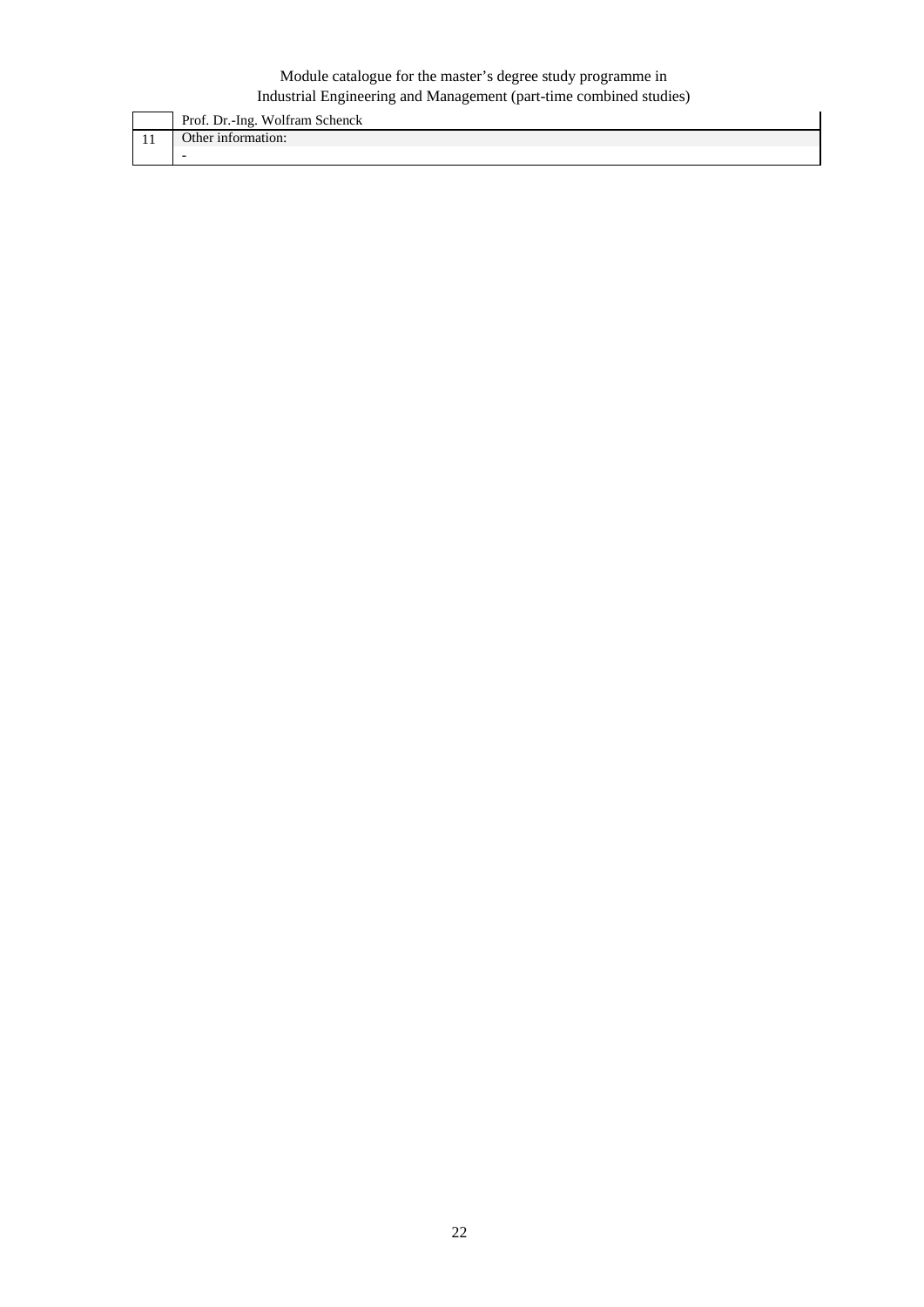|  |  |
|---|---|
|  | Prof. Dr.-Ing. Wolfram Schenck |
| 11 | Other information: |
|  | - |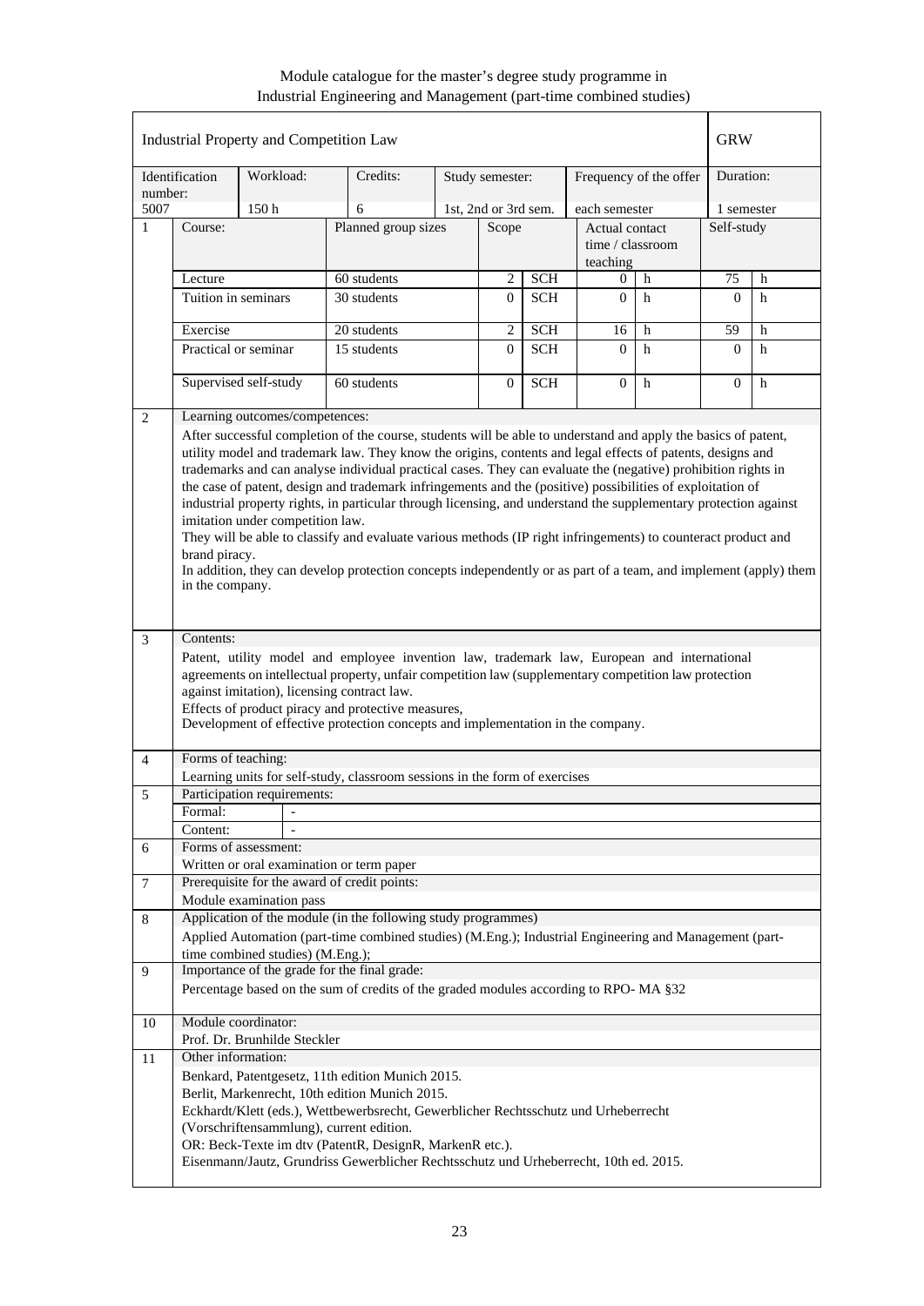Module catalogue for the master's degree study programme in
Industrial Engineering and Management (part-time combined studies)

| Industrial Property and Competition Law | | | | | | | | | GRW | |
|---|---|---|---|---|---|---|---|---|---|---|
| Identification number: | Workload: | | Credits: | Study semester: | | | Frequency of the offer | | Duration: | |
| 5007 | 150 h | | 6 | 1st, 2nd or 3rd sem. | | | each semester | | 1 semester | |
| 1 | Course: | | Planned group sizes | Scope | | | Actual contact time / classroom teaching | | Self-study | |
| | Lecture | | 60 students | 2 | SCH | | 0 | h | 75 | h |
| | Tuition in seminars | | 30 students | 0 | SCH | | 0 | h | 0 | h |
| | Exercise | | 20 students | 2 | SCH | | 16 | h | 59 | h |
| | Practical or seminar | | 15 students | 0 | SCH | | 0 | h | 0 | h |
| | Supervised self-study | | 60 students | 0 | SCH | | 0 | h | 0 | h |

**2 Learning outcomes/competences:**

After successful completion of the course, students will be able to understand and apply the basics of patent, utility model and trademark law. They know the origins, contents and legal effects of patents, designs and trademarks and can analyse individual practical cases. They can evaluate the (negative) prohibition rights in the case of patent, design and trademark infringements and the (positive) possibilities of exploitation of industrial property rights, in particular through licensing, and understand the supplementary protection against imitation under competition law.
They will be able to classify and evaluate various methods (IP right infringements) to counteract product and brand piracy.
In addition, they can develop protection concepts independently or as part of a team, and implement (apply) them in the company.

**3 Contents:**

Patent, utility model and employee invention law, trademark law, European and international agreements on intellectual property, unfair competition law (supplementary competition law protection against imitation), licensing contract law.
Effects of product piracy and protective measures,
Development of effective protection concepts and implementation in the company.

**4 Forms of teaching:**

Learning units for self-study, classroom sessions in the form of exercises

**5 Participation requirements:**

Formal: -
Content: -

**6 Forms of assessment:**

Written or oral examination or term paper

**7 Prerequisite for the award of credit points:**

Module examination pass

**8 Application of the module (in the following study programmes)**

Applied Automation (part-time combined studies) (M.Eng.); Industrial Engineering and Management (part-time combined studies) (M.Eng.);

**9 Importance of the grade for the final grade:**

Percentage based on the sum of credits of the graded modules according to RPO- MA §32

**10 Module coordinator:**

Prof. Dr. Brunhilde Steckler

**11 Other information:**

Benkard, Patentgesetz, 11th edition Munich 2015.
Berlit, Markenrecht, 10th edition Munich 2015.
Eckhardt/Klett (eds.), Wettbewerbsrecht, Gewerblicher Rechtsschutz und Urheberrecht (Vorschriftensammlung), current edition.
OR: Beck-Texte im dtv (PatentR, DesignR, MarkenR etc.).
Eisenmann/Jautz, Grundriss Gewerblicher Rechtsschutz und Urheberrecht, 10th ed. 2015.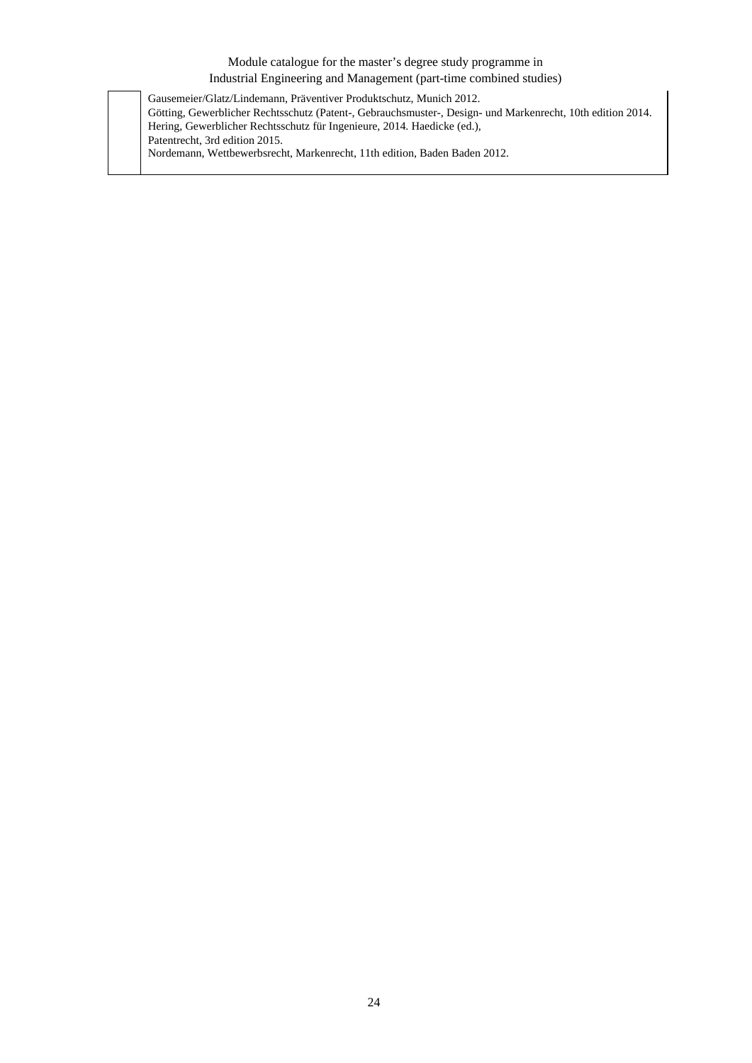|  | Gausemeier/Glatz/Lindemann, Präventiver Produktschutz, Munich 2012.<br>Götting, Gewerblicher Rechtsschutz (Patent-, Gebrauchsmuster-, Design- und Markenrecht, 10th edition 2014.<br>Hering, Gewerblicher Rechtsschutz für Ingenieure, 2014. Haedicke (ed.),<br>Patentrecht, 3rd edition 2015.<br>Nordemann, Wettbewerbsrecht, Markenrecht, 11th edition, Baden Baden 2012. |
| --- | --- |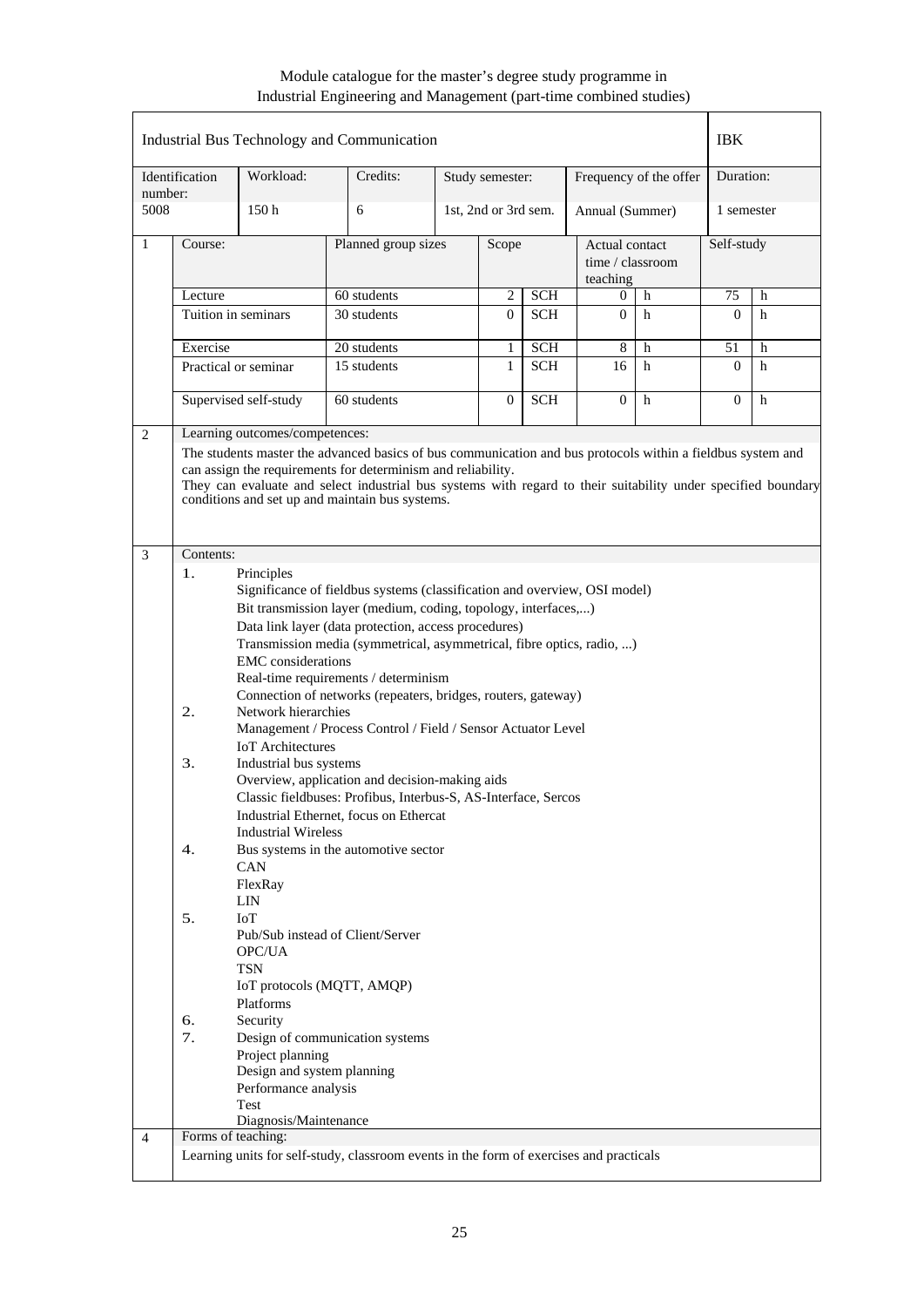Module catalogue for the master's degree study programme in Industrial Engineering and Management (part-time combined studies)

| Industrial Bus Technology and Communication | | | | | | IBK |
|---|---|---|---|---|---|---|
| Identification number: | Workload: | Credits: | Study semester: | Frequency of the offer | | Duration: |
| 5008 | 150 h | 6 | 1st, 2nd or 3rd sem. | Annual (Summer) | | 1 semester |

| 1 | Course: | Planned group sizes | Scope | | Actual contact time / classroom teaching | | Self-study | |
|---|---|---|---|---|---|---|---|---|
| | Lecture | 60 students | 2 | SCH | 0 | h | 75 | h |
| | Tuition in seminars | 30 students | 0 | SCH | 0 | h | 0 | h |
| | Exercise | 20 students | 1 | SCH | 8 | h | 51 | h |
| | Practical or seminar | 15 students | 1 | SCH | 16 | h | 0 | h |
| | Supervised self-study | 60 students | 0 | SCH | 0 | h | 0 | h |

**2 Learning outcomes/competences:**

The students master the advanced basics of bus communication and bus protocols within a fieldbus system and can assign the requirements for determinism and reliability.
They can evaluate and select industrial bus systems with regard to their suitability under specified boundary conditions and set up and maintain bus systems.

**3 Contents:**

1. Principles
   Significance of fieldbus systems (classification and overview, OSI model)
   Bit transmission layer (medium, coding, topology, interfaces,...)
   Data link layer (data protection, access procedures)
   Transmission media (symmetrical, asymmetrical, fibre optics, radio, ...)
   EMC considerations
   Real-time requirements / determinism
   Connection of networks (repeaters, bridges, routers, gateway)
2. Network hierarchies
   Management / Process Control / Field / Sensor Actuator Level
   IoT Architectures
3. Industrial bus systems
   Overview, application and decision-making aids
   Classic fieldbuses: Profibus, Interbus-S, AS-Interface, Sercos
   Industrial Ethernet, focus on Ethercat
   Industrial Wireless
4. Bus systems in the automotive sector
   CAN
   FlexRay
   LIN
5. IoT
   Pub/Sub instead of Client/Server
   OPC/UA
   TSN
   IoT protocols (MQTT, AMQP)
   Platforms
6. Security
7. Design of communication systems
   Project planning
   Design and system planning
   Performance analysis
   Test
   Diagnosis/Maintenance

**4 Forms of teaching:**

Learning units for self-study, classroom events in the form of exercises and practicals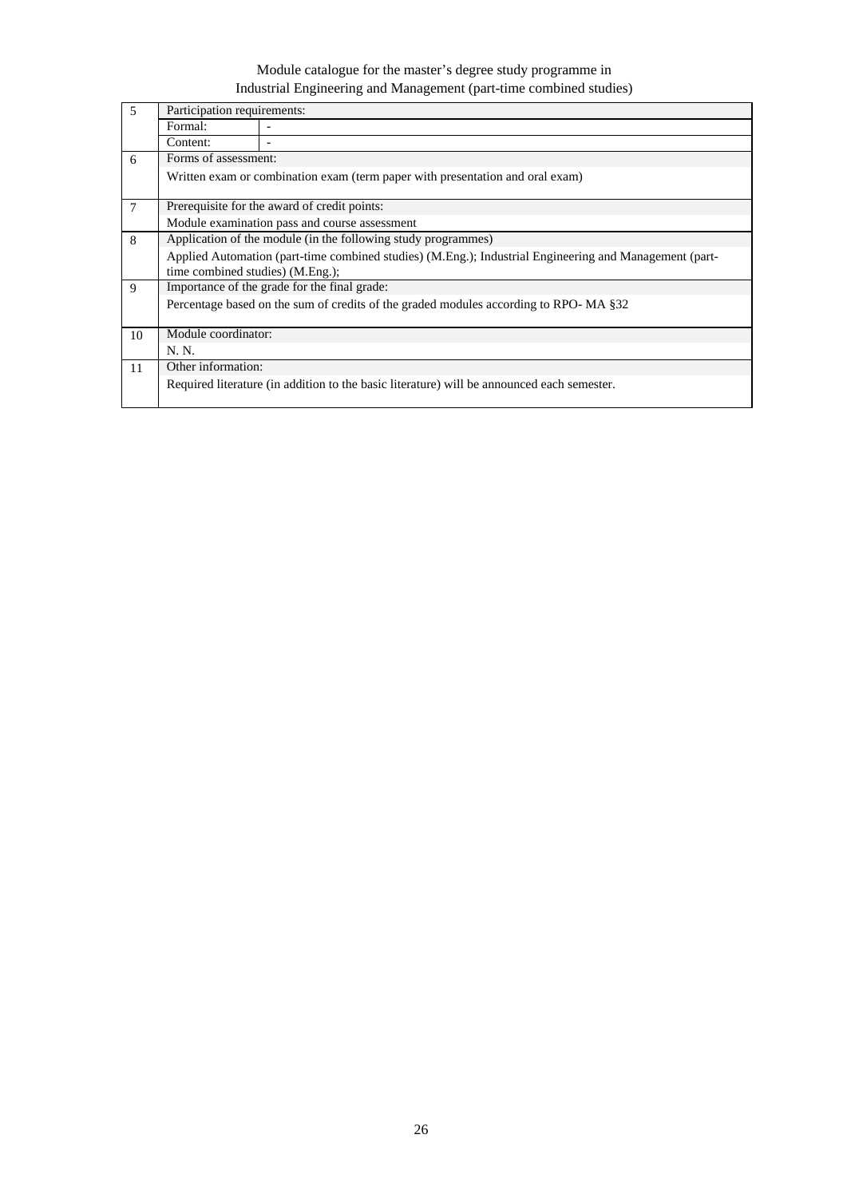| 5 | Participation requirements: | |
|---|---|---|
| | Formal: | - |
| | Content: | - |
| 6 | Forms of assessment: | |
| | Written exam or combination exam (term paper with presentation and oral exam) | |
| 7 | Prerequisite for the award of credit points: | |
| | Module examination pass and course assessment | |
| 8 | Application of the module (in the following study programmes) | |
| | Applied Automation (part-time combined studies) (M.Eng.); Industrial Engineering and Management (part-time combined studies) (M.Eng.); | |
| 9 | Importance of the grade for the final grade: | |
| | Percentage based on the sum of credits of the graded modules according to RPO- MA §32 | |
| 10 | Module coordinator: | |
| | N. N. | |
| 11 | Other information: | |
| | Required literature (in addition to the basic literature) will be announced each semester. | |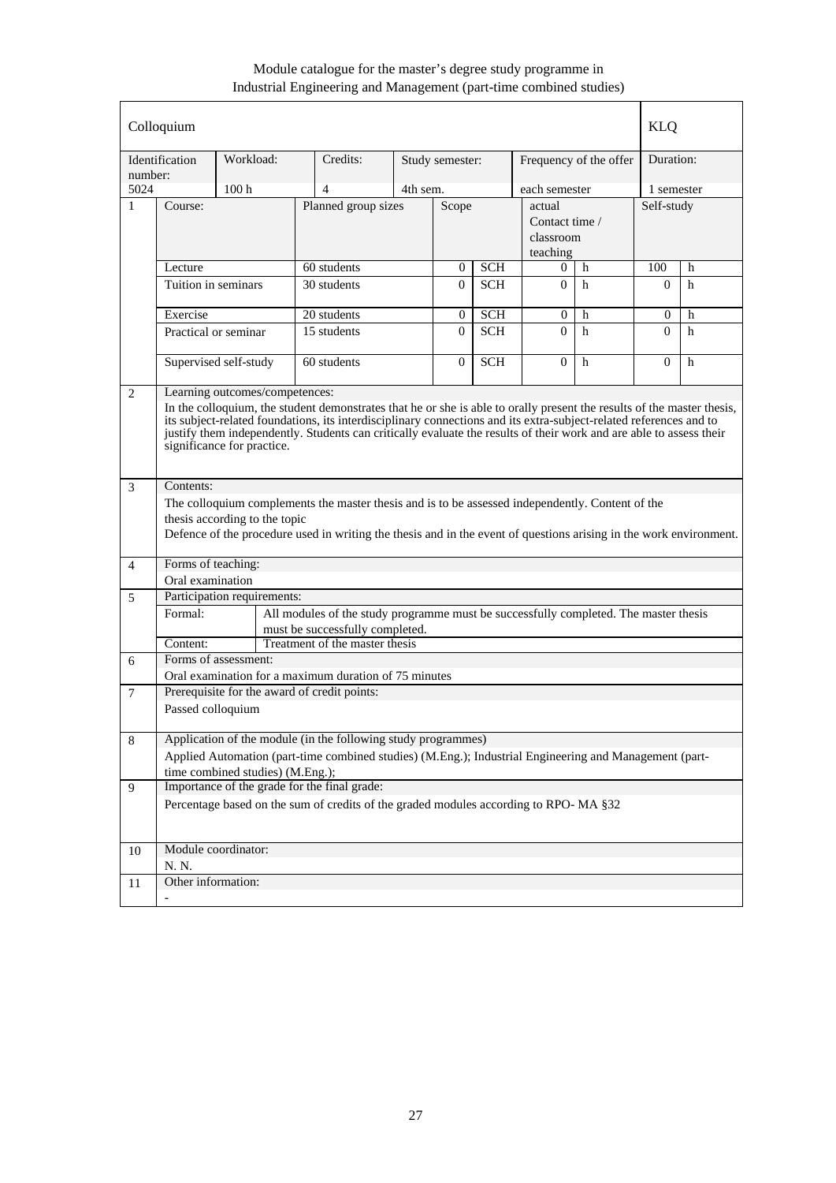Module catalogue for the master's degree study programme in Industrial Engineering and Management (part-time combined studies)

| Colloquium | | | | | | | KLQ |
|---|---|---|---|---|---|---|---|
| Identification number: | Workload: | Credits: | Study semester: | | Frequency of the offer | | Duration: |
| 5024 | 100 h | 4 | 4th sem. | | each semester | | 1 semester |

| 1 | Course: | Planned group sizes | Scope | | actual Contact time / classroom teaching | | Self-study | |
|---|---|---|---|---|---|---|---|---|
| | Lecture | 60 students | 0 | SCH | 0 | h | 100 | h |
| | Tuition in seminars | 30 students | 0 | SCH | 0 | h | 0 | h |
| | Exercise | 20 students | 0 | SCH | 0 | h | 0 | h |
| | Practical or seminar | 15 students | 0 | SCH | 0 | h | 0 | h |
| | Supervised self-study | 60 students | 0 | SCH | 0 | h | 0 | h |

**2 Learning outcomes/competences:**

In the colloquium, the student demonstrates that he or she is able to orally present the results of the master thesis, its subject-related foundations, its interdisciplinary connections and its extra-subject-related references and to justify them independently. Students can critically evaluate the results of their work and are able to assess their significance for practice.

**3 Contents:**

The colloquium complements the master thesis and is to be assessed independently. Content of the thesis according to the topic

Defence of the procedure used in writing the thesis and in the event of questions arising in the work environment.

**4 Forms of teaching:**

Oral examination

**5 Participation requirements:**

| | |
|---|---|
| Formal: | All modules of the study programme must be successfully completed. The master thesis must be successfully completed. |
| Content: | Treatment of the master thesis |

**6 Forms of assessment:**

Oral examination for a maximum duration of 75 minutes

**7 Prerequisite for the award of credit points:**

Passed colloquium

**8 Application of the module (in the following study programmes)**

Applied Automation (part-time combined studies) (M.Eng.); Industrial Engineering and Management (part-time combined studies) (M.Eng.);

**9 Importance of the grade for the final grade:**

Percentage based on the sum of credits of the graded modules according to RPO- MA §32

**10 Module coordinator:**

N. N.

**11 Other information:**

-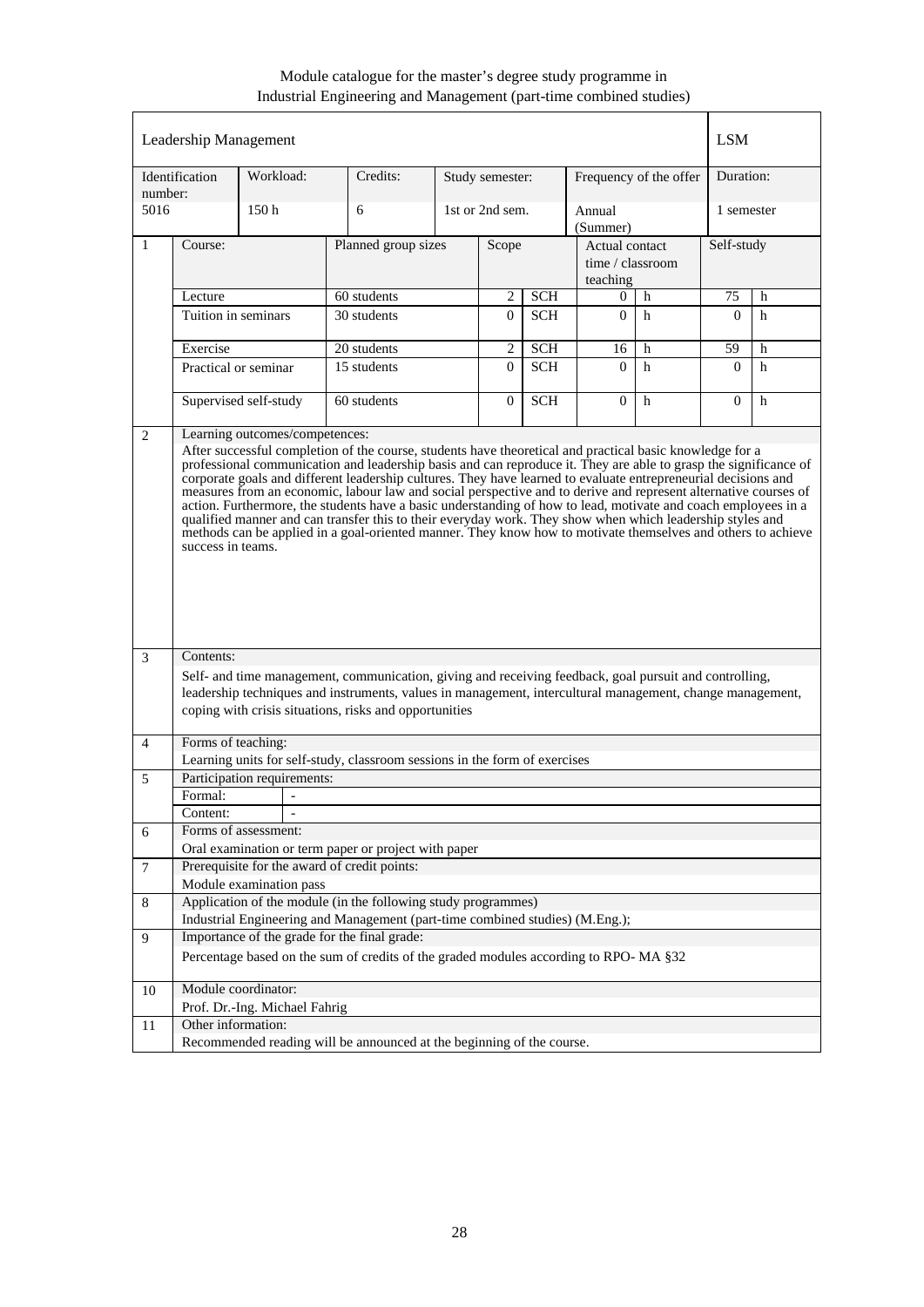Module catalogue for the master's degree study programme in Industrial Engineering and Management (part-time combined studies)

| Leadership Management | | | | | LSM |
|---|---|---|---|---|---|
| Identification number: | Workload: | Credits: | Study semester: | Frequency of the offer | Duration: |
| 5016 | 150 h | 6 | 1st or 2nd sem. | Annual (Summer) | 1 semester |

| 1 | Course: | Planned group sizes | Scope | | Actual contact time / classroom teaching | | Self-study | |
|---|---|---|---|---|---|---|---|---|
| | Lecture | 60 students | 2 | SCH | 0 | h | 75 | h |
| | Tuition in seminars | 30 students | 0 | SCH | 0 | h | 0 | h |
| | Exercise | 20 students | 2 | SCH | 16 | h | 59 | h |
| | Practical or seminar | 15 students | 0 | SCH | 0 | h | 0 | h |
| | Supervised self-study | 60 students | 0 | SCH | 0 | h | 0 | h |

**2 Learning outcomes/competences:**

After successful completion of the course, students have theoretical and practical basic knowledge for a professional communication and leadership basis and can reproduce it. They are able to grasp the significance of corporate goals and different leadership cultures. They have learned to evaluate entrepreneurial decisions and measures from an economic, labour law and social perspective and to derive and represent alternative courses of action. Furthermore, the students have a basic understanding of how to lead, motivate and coach employees in a qualified manner and can transfer this to their everyday work. They show when which leadership styles and methods can be applied in a goal-oriented manner. They know how to motivate themselves and others to achieve success in teams.

**3 Contents:**

Self- and time management, communication, giving and receiving feedback, goal pursuit and controlling, leadership techniques and instruments, values in management, intercultural management, change management, coping with crisis situations, risks and opportunities

**4 Forms of teaching:**

Learning units for self-study, classroom sessions in the form of exercises

**5 Participation requirements:**

| Formal: | - |
|---|---|
| Content: | - |

**6 Forms of assessment:**

Oral examination or term paper or project with paper

**7 Prerequisite for the award of credit points:**

Module examination pass

**8 Application of the module (in the following study programmes)**

Industrial Engineering and Management (part-time combined studies) (M.Eng.);

**9 Importance of the grade for the final grade:**

Percentage based on the sum of credits of the graded modules according to RPO- MA §32

**10 Module coordinator:**

Prof. Dr.-Ing. Michael Fahrig

**11 Other information:**

Recommended reading will be announced at the beginning of the course.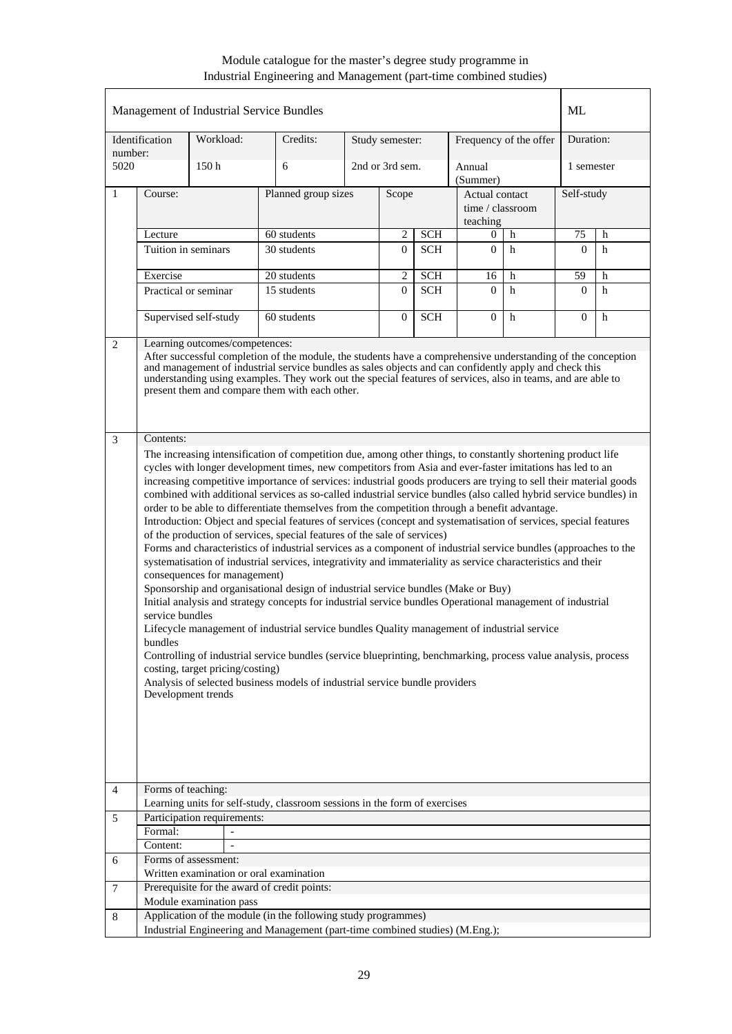Module catalogue for the master's degree study programme in Industrial Engineering and Management (part-time combined studies)

| Management of Industrial Service Bundles | | | | | | ML |
|---|---|---|---|---|---|---|
| Identification number: | Workload: | Credits: | Study semester: | Frequency of the offer | | Duration: |
| 5020 | 150 h | 6 | 2nd or 3rd sem. | Annual (Summer) | | 1 semester |

| 1 | Course: | Planned group sizes | Scope | | Actual contact time / classroom teaching | | Self-study | |
|---|---|---|---|---|---|---|---|---|
| | Lecture | 60 students | 2 | SCH | 0 | h | 75 | h |
| | Tuition in seminars | 30 students | 0 | SCH | 0 | h | 0 | h |
| | Exercise | 20 students | 2 | SCH | 16 | h | 59 | h |
| | Practical or seminar | 15 students | 0 | SCH | 0 | h | 0 | h |
| | Supervised self-study | 60 students | 0 | SCH | 0 | h | 0 | h |

**2 Learning outcomes/competences:**

After successful completion of the module, the students have a comprehensive understanding of the conception and management of industrial service bundles as sales objects and can confidently apply and check this understanding using examples. They work out the special features of services, also in teams, and are able to present them and compare them with each other.

**3 Contents:**

The increasing intensification of competition due, among other things, to constantly shortening product life cycles with longer development times, new competitors from Asia and ever-faster imitations has led to an increasing competitive importance of services: industrial goods producers are trying to sell their material goods combined with additional services as so-called industrial service bundles (also called hybrid service bundles) in order to be able to differentiate themselves from the competition through a benefit advantage.
Introduction: Object and special features of services (concept and systematisation of services, special features of the production of services, special features of the sale of services)
Forms and characteristics of industrial services as a component of industrial service bundles (approaches to the systematisation of industrial services, integrativity and immateriality as service characteristics and their consequences for management)
Sponsorship and organisational design of industrial service bundles (Make or Buy)
Initial analysis and strategy concepts for industrial service bundles Operational management of industrial service bundles
Lifecycle management of industrial service bundles Quality management of industrial service bundles
Controlling of industrial service bundles (service blueprinting, benchmarking, process value analysis, process costing, target pricing/costing)
Analysis of selected business models of industrial service bundle providers
Development trends

**4 Forms of teaching:**

Learning units for self-study, classroom sessions in the form of exercises

**5 Participation requirements:**

Formal: -
Content: -

**6 Forms of assessment:**

Written examination or oral examination

**7 Prerequisite for the award of credit points:**

Module examination pass

**8 Application of the module (in the following study programmes)**

Industrial Engineering and Management (part-time combined studies) (M.Eng.);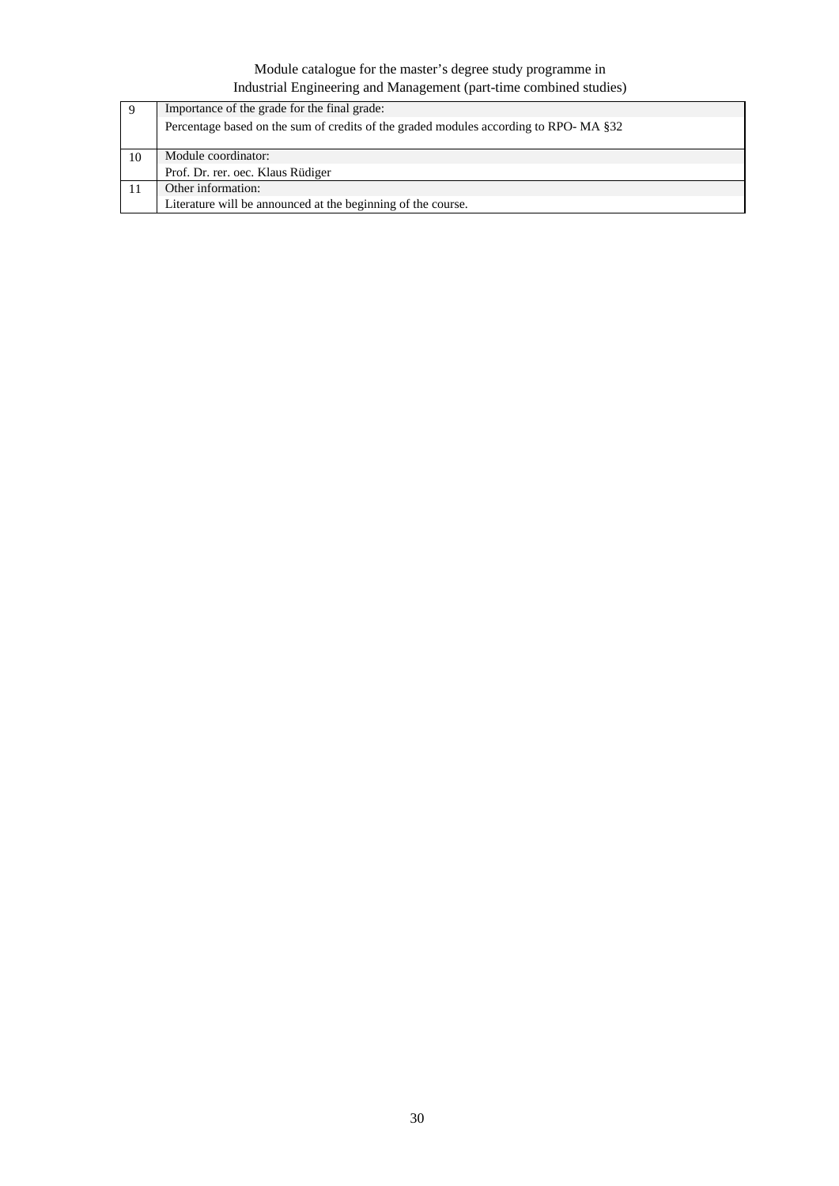| | |
|---|---|
| 9 | Importance of the grade for the final grade: |
| | Percentage based on the sum of credits of the graded modules according to RPO- MA §32 |
| 10 | Module coordinator: |
| | Prof. Dr. rer. oec. Klaus Rüdiger |
| 11 | Other information: |
| | Literature will be announced at the beginning of the course. |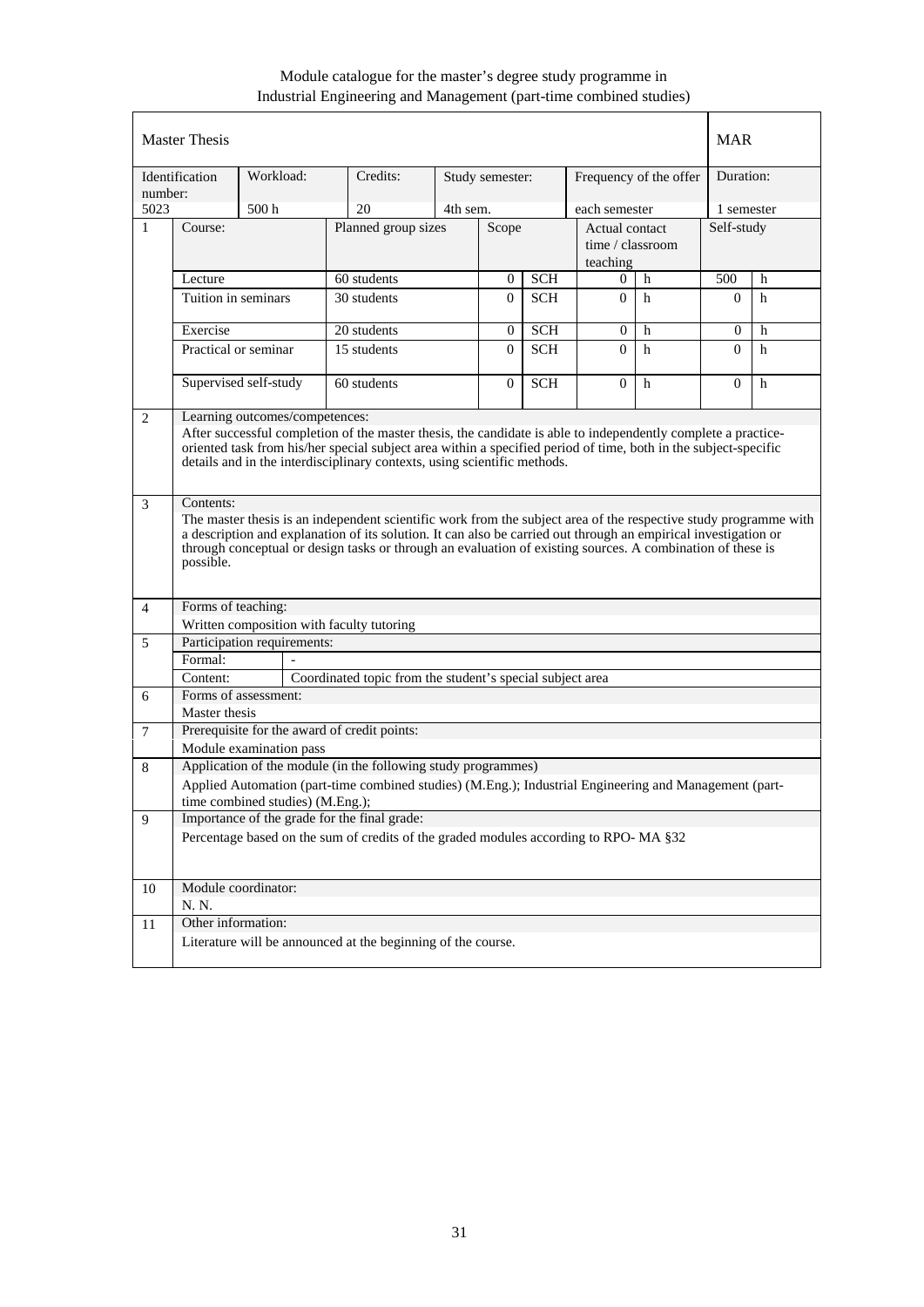Module catalogue for the master's degree study programme in
Industrial Engineering and Management (part-time combined studies)

| Master Thesis | | | | | | | | | MAR | |
|---|---|---|---|---|---|---|---|---|---|---|
| Identification number: | Workload: | Credits: | Study semester: | | | Frequency of the offer | | | Duration: | |
| 5023 | 500 h | 20 | 4th sem. | | | each semester | | | 1 semester | |
| 1 | Course: | Planned group sizes | Scope | | Actual contact time / classroom teaching | | Self-study | | | |
| | Lecture | 60 students | 0 | SCH | 0 | h | 500 | h | | |
| | Tuition in seminars | 30 students | 0 | SCH | 0 | h | 0 | h | | |
| | Exercise | 20 students | 0 | SCH | 0 | h | 0 | h | | |
| | Practical or seminar | 15 students | 0 | SCH | 0 | h | 0 | h | | |
| | Supervised self-study | 60 students | 0 | SCH | 0 | h | 0 | h | | |

**2 Learning outcomes/competences:**

After successful completion of the master thesis, the candidate is able to independently complete a practice-oriented task from his/her special subject area within a specified period of time, both in the subject-specific details and in the interdisciplinary contexts, using scientific methods.

**3 Contents:**

The master thesis is an independent scientific work from the subject area of the respective study programme with a description and explanation of its solution. It can also be carried out through an empirical investigation or through conceptual or design tasks or through an evaluation of existing sources. A combination of these is possible.

**4 Forms of teaching:**

Written composition with faculty tutoring

**5 Participation requirements:**

| Formal: | - |
|---|---|
| Content: | Coordinated topic from the student's special subject area |

**6 Forms of assessment:**

Master thesis

**7 Prerequisite for the award of credit points:**

Module examination pass

**8 Application of the module (in the following study programmes)**

Applied Automation (part-time combined studies) (M.Eng.); Industrial Engineering and Management (part-time combined studies) (M.Eng.);

**9 Importance of the grade for the final grade:**

Percentage based on the sum of credits of the graded modules according to RPO- MA §32

**10 Module coordinator:**

N. N.

**11 Other information:**

Literature will be announced at the beginning of the course.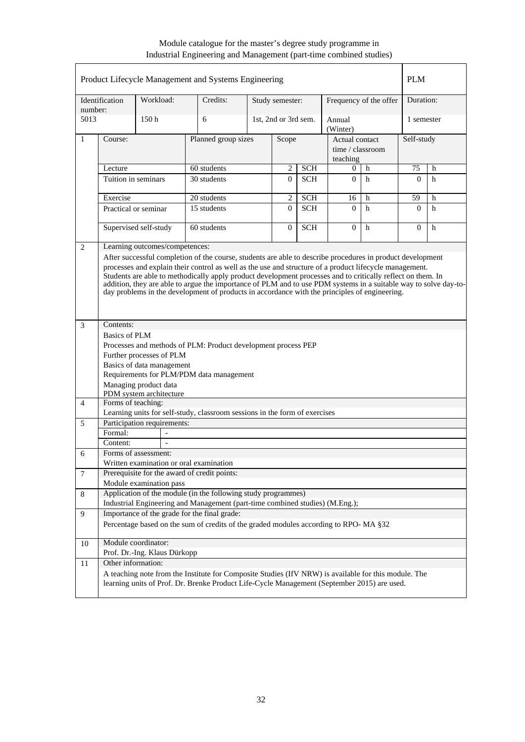Module catalogue for the master's degree study programme in Industrial Engineering and Management (part-time combined studies)

| Product Lifecycle Management and Systems Engineering | | | | | | | | PLM |
|---|---|---|---|---|---|---|---|---|
| Identification number: | Workload: | Credits: | Study semester: | | Frequency of the offer | | | Duration: |
| 5013 | 150 h | 6 | 1st, 2nd or 3rd sem. | | Annual (Winter) | | | 1 semester |

| | Course: | Planned group sizes | Scope | | Actual contact time / classroom teaching | | Self-study | |
|---|---|---|---|---|---|---|---|---|
| 1 | Lecture | 60 students | 2 | SCH | 0 | h | 75 | h |
| | Tuition in seminars | 30 students | 0 | SCH | 0 | h | 0 | h |
| | Exercise | 20 students | 2 | SCH | 16 | h | 59 | h |
| | Practical or seminar | 15 students | 0 | SCH | 0 | h | 0 | h |
| | Supervised self-study | 60 students | 0 | SCH | 0 | h | 0 | h |

**2 Learning outcomes/competences:**

After successful completion of the course, students are able to describe procedures in product development processes and explain their control as well as the use and structure of a product lifecycle management. Students are able to methodically apply product development processes and to critically reflect on them. In addition, they are able to argue the importance of PLM and to use PDM systems in a suitable way to solve day-to-day problems in the development of products in accordance with the principles of engineering.

**3 Contents:**

Basics of PLM
Processes and methods of PLM: Product development process PEP
Further processes of PLM
Basics of data management
Requirements for PLM/PDM data management
Managing product data
PDM system architecture

**4 Forms of teaching:**

Learning units for self-study, classroom sessions in the form of exercises

**5 Participation requirements:**

| Formal: | - |
|---|---|
| Content: | - |

**6 Forms of assessment:**

Written examination or oral examination

**7 Prerequisite for the award of credit points:**

Module examination pass

**8 Application of the module (in the following study programmes)**

Industrial Engineering and Management (part-time combined studies) (M.Eng.);

**9 Importance of the grade for the final grade:**

Percentage based on the sum of credits of the graded modules according to RPO- MA §32

**10 Module coordinator:**

Prof. Dr.-Ing. Klaus Dürkopp

**11 Other information:**

A teaching note from the Institute for Composite Studies (IfV NRW) is available for this module. The learning units of Prof. Dr. Brenke Product Life-Cycle Management (September 2015) are used.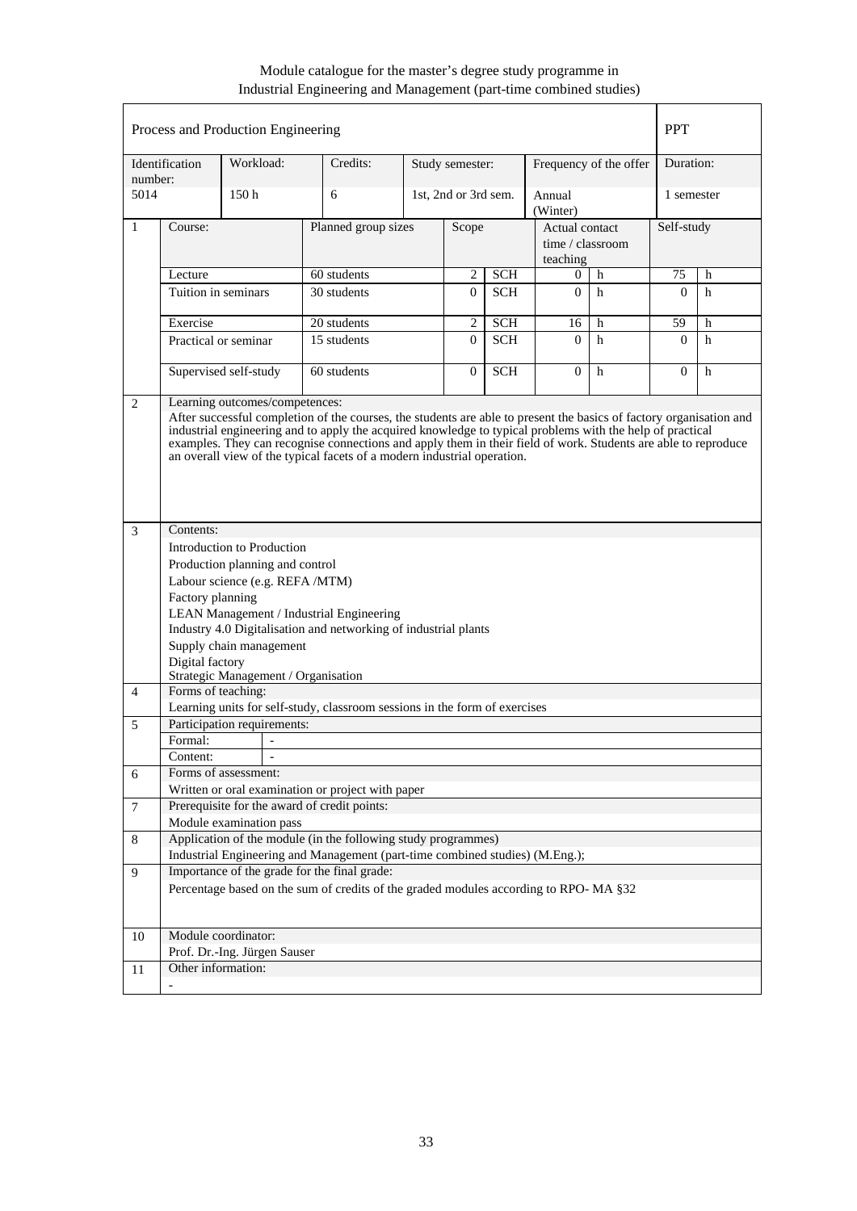Module catalogue for the master's degree study programme in Industrial Engineering and Management (part-time combined studies)

| Process and Production Engineering | | | | | PPT |
|---|---|---|---|---|---|
| Identification number: | Workload: | Credits: | Study semester: | Frequency of the offer | Duration: |
| 5014 | 150 h | 6 | 1st, 2nd or 3rd sem. | Annual (Winter) | 1 semester |

| 1 | Course: | Planned group sizes | Scope | | Actual contact time / classroom teaching | | Self-study | |
|---|---|---|---|---|---|---|---|---|
| | Lecture | 60 students | 2 | SCH | 0 | h | 75 | h |
| | Tuition in seminars | 30 students | 0 | SCH | 0 | h | 0 | h |
| | Exercise | 20 students | 2 | SCH | 16 | h | 59 | h |
| | Practical or seminar | 15 students | 0 | SCH | 0 | h | 0 | h |
| | Supervised self-study | 60 students | 0 | SCH | 0 | h | 0 | h |

**2 Learning outcomes/competences:**

After successful completion of the courses, the students are able to present the basics of factory organisation and industrial engineering and to apply the acquired knowledge to typical problems with the help of practical examples. They can recognise connections and apply them in their field of work. Students are able to reproduce an overall view of the typical facets of a modern industrial operation.

**3 Contents:**

Introduction to Production
Production planning and control
Labour science (e.g. REFA /MTM)
Factory planning
LEAN Management / Industrial Engineering
Industry 4.0 Digitalisation and networking of industrial plants
Supply chain management
Digital factory
Strategic Management / Organisation

**4 Forms of teaching:**

Learning units for self-study, classroom sessions in the form of exercises

**5 Participation requirements:**

Formal: -
Content: -

**6 Forms of assessment:**

Written or oral examination or project with paper

**7 Prerequisite for the award of credit points:**

Module examination pass

**8 Application of the module (in the following study programmes)**

Industrial Engineering and Management (part-time combined studies) (M.Eng.);

**9 Importance of the grade for the final grade:**

Percentage based on the sum of credits of the graded modules according to RPO- MA §32

**10 Module coordinator:**

Prof. Dr.-Ing. Jürgen Sauser

**11 Other information:**

-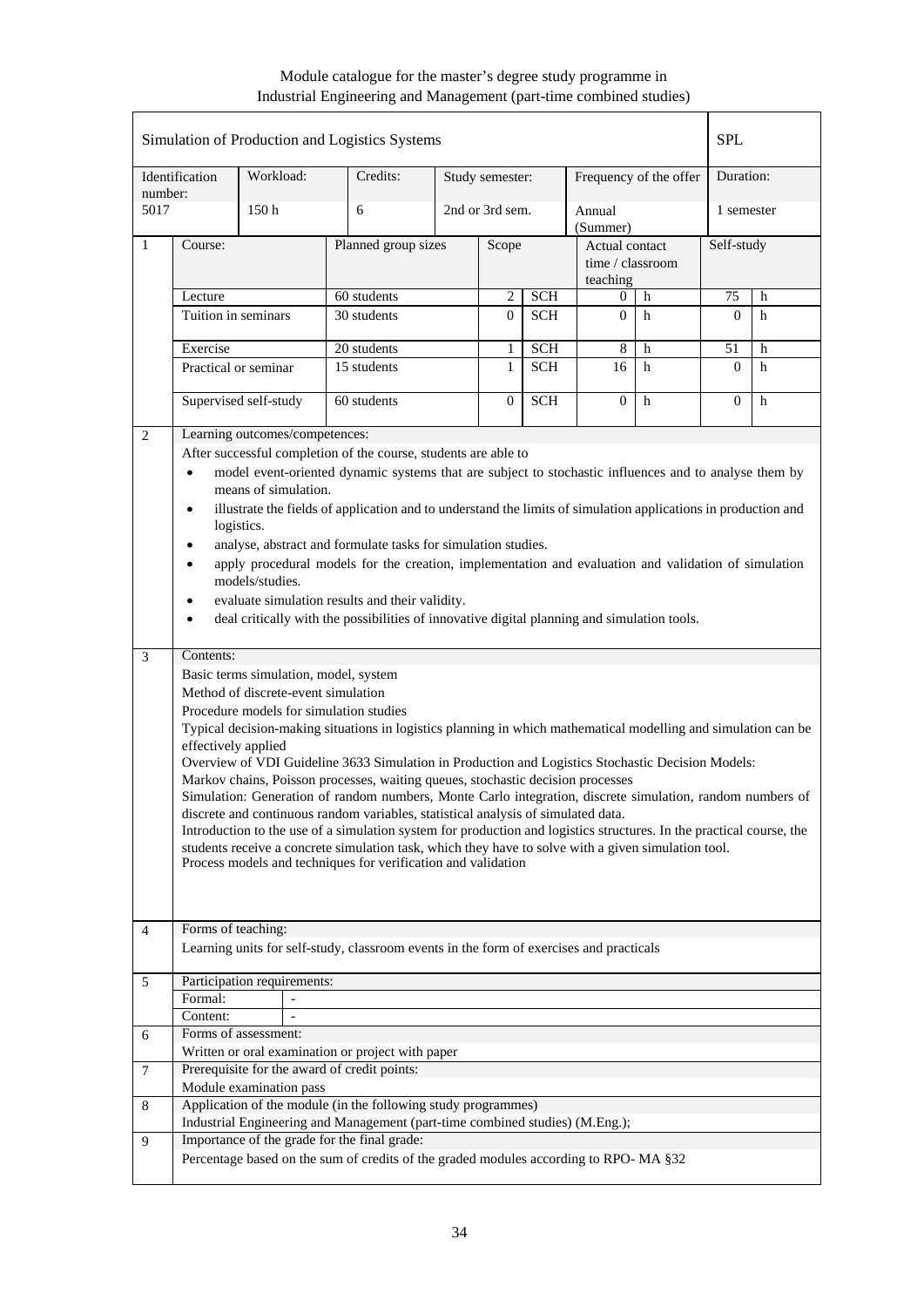Module catalogue for the master's degree study programme in Industrial Engineering and Management (part-time combined studies)

## Simulation of Production and Logistics Systems — SPL

| Identification number: | Workload: | Credits: | Study semester: | Frequency of the offer | Duration: |
|---|---|---|---|---|---|
| 5017 | 150 h | 6 | 2nd or 3rd sem. | Annual (Summer) | 1 semester |

**1**

| Course: | Planned group sizes | Scope | | Actual contact time / classroom teaching | | Self-study | |
|---|---|---|---|---|---|---|---|
| Lecture | 60 students | 2 | SCH | 0 | h | 75 | h |
| Tuition in seminars | 30 students | 0 | SCH | 0 | h | 0 | h |
| Exercise | 20 students | 1 | SCH | 8 | h | 51 | h |
| Practical or seminar | 15 students | 1 | SCH | 16 | h | 0 | h |
| Supervised self-study | 60 students | 0 | SCH | 0 | h | 0 | h |

**2 Learning outcomes/competences:**

After successful completion of the course, students are able to

- model event-oriented dynamic systems that are subject to stochastic influences and to analyse them by means of simulation.
- illustrate the fields of application and to understand the limits of simulation applications in production and logistics.
- analyse, abstract and formulate tasks for simulation studies.
- apply procedural models for the creation, implementation and evaluation and validation of simulation models/studies.
- evaluate simulation results and their validity.
- deal critically with the possibilities of innovative digital planning and simulation tools.

**3 Contents:**

Basic terms simulation, model, system
Method of discrete-event simulation
Procedure models for simulation studies
Typical decision-making situations in logistics planning in which mathematical modelling and simulation can be effectively applied
Overview of VDI Guideline 3633 Simulation in Production and Logistics Stochastic Decision Models:
Markov chains, Poisson processes, waiting queues, stochastic decision processes
Simulation: Generation of random numbers, Monte Carlo integration, discrete simulation, random numbers of discrete and continuous random variables, statistical analysis of simulated data.
Introduction to the use of a simulation system for production and logistics structures. In the practical course, the students receive a concrete simulation task, which they have to solve with a given simulation tool.
Process models and techniques for verification and validation

**4 Forms of teaching:**

Learning units for self-study, classroom events in the form of exercises and practicals

**5 Participation requirements:**

Formal: -
Content: -

**6 Forms of assessment:**

Written or oral examination or project with paper

**7 Prerequisite for the award of credit points:**

Module examination pass

**8 Application of the module (in the following study programmes)**

Industrial Engineering and Management (part-time combined studies) (M.Eng.);

**9 Importance of the grade for the final grade:**

Percentage based on the sum of credits of the graded modules according to RPO- MA §32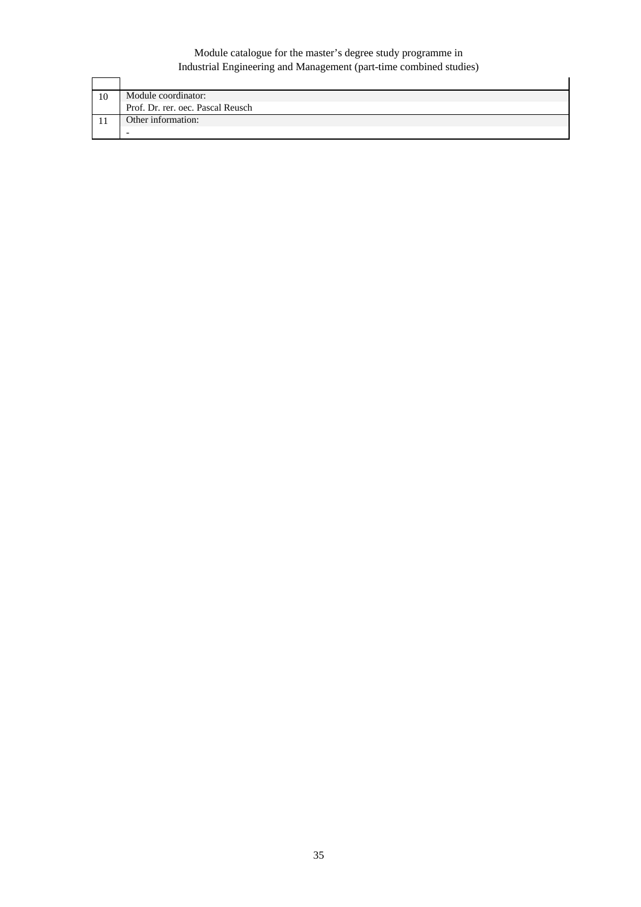| | |
|---|---|
| 10 | Module coordinator: |
| | Prof. Dr. rer. oec. Pascal Reusch |
| 11 | Other information: |
| | - |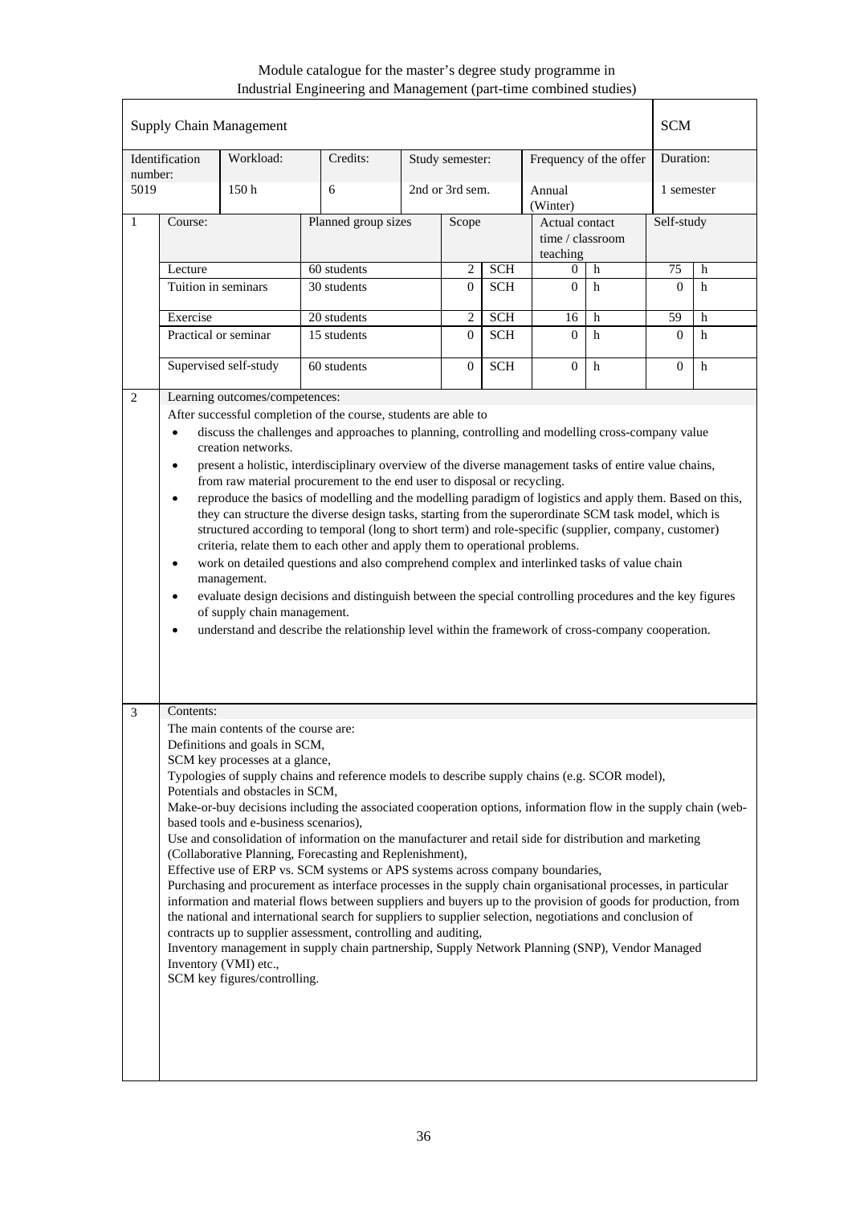Module catalogue for the master's degree study programme in Industrial Engineering and Management (part-time combined studies)

| Supply Chain Management | | | | | | SCM |
|---|---|---|---|---|---|---|
| Identification number: | Workload: | Credits: | Study semester: | Frequency of the offer | | Duration: |
| 5019 | 150 h | 6 | 2nd or 3rd sem. | Annual (Winter) | | 1 semester |

**1**

| Course: | Planned group sizes | Scope | | Actual contact time / classroom teaching | | Self-study | |
|---|---|---|---|---|---|---|---|
| Lecture | 60 students | 2 | SCH | 0 | h | 75 | h |
| Tuition in seminars | 30 students | 0 | SCH | 0 | h | 0 | h |
| Exercise | 20 students | 2 | SCH | 16 | h | 59 | h |
| Practical or seminar | 15 students | 0 | SCH | 0 | h | 0 | h |
| Supervised self-study | 60 students | 0 | SCH | 0 | h | 0 | h |

**2** Learning outcomes/competences:

After successful completion of the course, students are able to

- discuss the challenges and approaches to planning, controlling and modelling cross-company value creation networks.
- present a holistic, interdisciplinary overview of the diverse management tasks of entire value chains, from raw material procurement to the end user to disposal or recycling.
- reproduce the basics of modelling and the modelling paradigm of logistics and apply them. Based on this, they can structure the diverse design tasks, starting from the superordinate SCM task model, which is structured according to temporal (long to short term) and role-specific (supplier, company, customer) criteria, relate them to each other and apply them to operational problems.
- work on detailed questions and also comprehend complex and interlinked tasks of value chain management.
- evaluate design decisions and distinguish between the special controlling procedures and the key figures of supply chain management.
- understand and describe the relationship level within the framework of cross-company cooperation.

**3** Contents:

The main contents of the course are:
Definitions and goals in SCM,
SCM key processes at a glance,
Typologies of supply chains and reference models to describe supply chains (e.g. SCOR model),
Potentials and obstacles in SCM,
Make-or-buy decisions including the associated cooperation options, information flow in the supply chain (web-based tools and e-business scenarios),
Use and consolidation of information on the manufacturer and retail side for distribution and marketing (Collaborative Planning, Forecasting and Replenishment),
Effective use of ERP vs. SCM systems or APS systems across company boundaries,
Purchasing and procurement as interface processes in the supply chain organisational processes, in particular information and material flows between suppliers and buyers up to the provision of goods for production, from the national and international search for suppliers to supplier selection, negotiations and conclusion of contracts up to supplier assessment, controlling and auditing,
Inventory management in supply chain partnership, Supply Network Planning (SNP), Vendor Managed Inventory (VMI) etc.,
SCM key figures/controlling.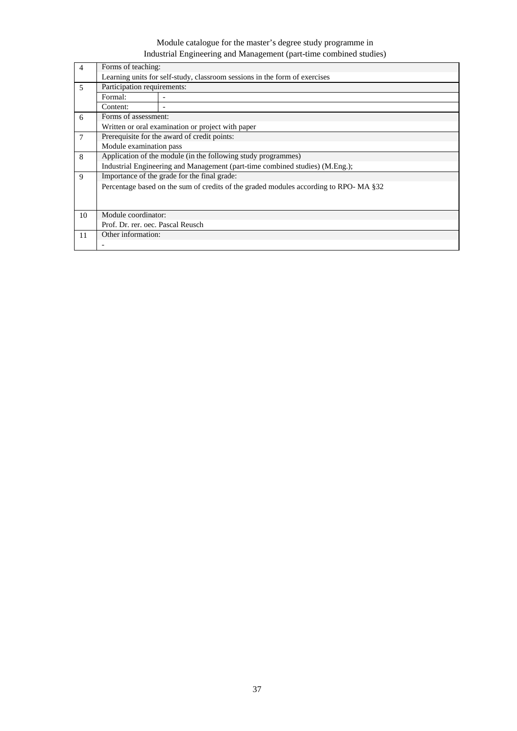| | | |
|---|---|---|
| 4 | Forms of teaching: | |
| | Learning units for self-study, classroom sessions in the form of exercises | |
| 5 | Participation requirements: | |
| | Formal: | - |
| | Content: | - |
| 6 | Forms of assessment: | |
| | Written or oral examination or project with paper | |
| 7 | Prerequisite for the award of credit points: | |
| | Module examination pass | |
| 8 | Application of the module (in the following study programmes) | |
| | Industrial Engineering and Management (part-time combined studies) (M.Eng.); | |
| 9 | Importance of the grade for the final grade: | |
| | Percentage based on the sum of credits of the graded modules according to RPO- MA §32 | |
| 10 | Module coordinator: | |
| | Prof. Dr. rer. oec. Pascal Reusch | |
| 11 | Other information: | |
| | - | |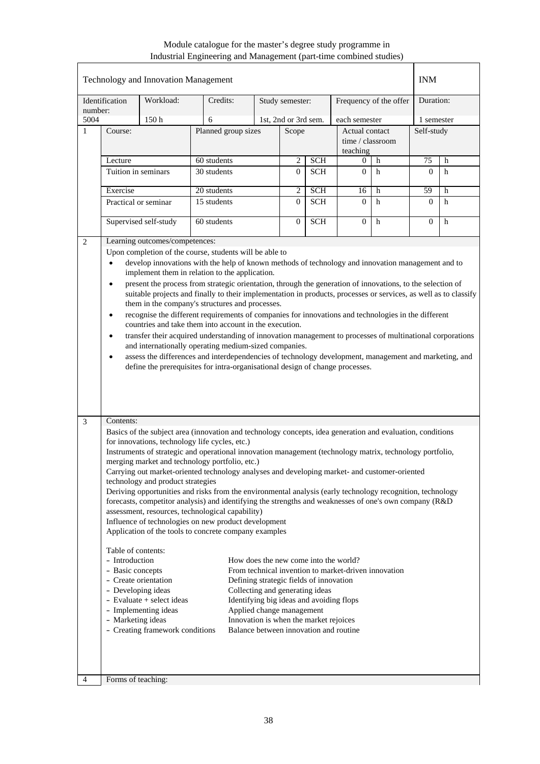Module catalogue for the master's degree study programme in Industrial Engineering and Management (part-time combined studies)

| Technology and Innovation Management | | | | | | | INM |
|---|---|---|---|---|---|---|---|
| Identification number: 5004 | Workload: 150 h | Credits: 6 | Study semester: 1st, 2nd or 3rd sem. | | Frequency of the offer each semester | | Duration: 1 semester |

| 1 | Course: | Planned group sizes | Scope | | Actual contact time / classroom teaching | | Self-study | |
|---|---|---|---|---|---|---|---|---|
| | Lecture | 60 students | 2 | SCH | 0 | h | 75 | h |
| | Tuition in seminars | 30 students | 0 | SCH | 0 | h | 0 | h |
| | Exercise | 20 students | 2 | SCH | 16 | h | 59 | h |
| | Practical or seminar | 15 students | 0 | SCH | 0 | h | 0 | h |
| | Supervised self-study | 60 students | 0 | SCH | 0 | h | 0 | h |

**2 Learning outcomes/competences:**

Upon completion of the course, students will be able to

- develop innovations with the help of known methods of technology and innovation management and to implement them in relation to the application.
- present the process from strategic orientation, through the generation of innovations, to the selection of suitable projects and finally to their implementation in products, processes or services, as well as to classify them in the company's structures and processes.
- recognise the different requirements of companies for innovations and technologies in the different countries and take them into account in the execution.
- transfer their acquired understanding of innovation management to processes of multinational corporations and internationally operating medium-sized companies.
- assess the differences and interdependencies of technology development, management and marketing, and define the prerequisites for intra-organisational design of change processes.

**3 Contents:**

Basics of the subject area (innovation and technology concepts, idea generation and evaluation, conditions for innovations, technology life cycles, etc.)
Instruments of strategic and operational innovation management (technology matrix, technology portfolio, merging market and technology portfolio, etc.)
Carrying out market-oriented technology analyses and developing market- and customer-oriented technology and product strategies
Deriving opportunities and risks from the environmental analysis (early technology recognition, technology forecasts, competitor analysis) and identifying the strengths and weaknesses of one's own company (R&D assessment, resources, technological capability)
Influence of technologies on new product development
Application of the tools to concrete company examples

Table of contents:

- Introduction — How does the new come into the world?
- Basic concepts — From technical invention to market-driven innovation
- Create orientation — Defining strategic fields of innovation
- Developing ideas — Collecting and generating ideas
- Evaluate + select ideas — Identifying big ideas and avoiding flops
- Implementing ideas — Applied change management
- Marketing ideas — Innovation is when the market rejoices
- Creating framework conditions — Balance between innovation and routine

**4 Forms of teaching:**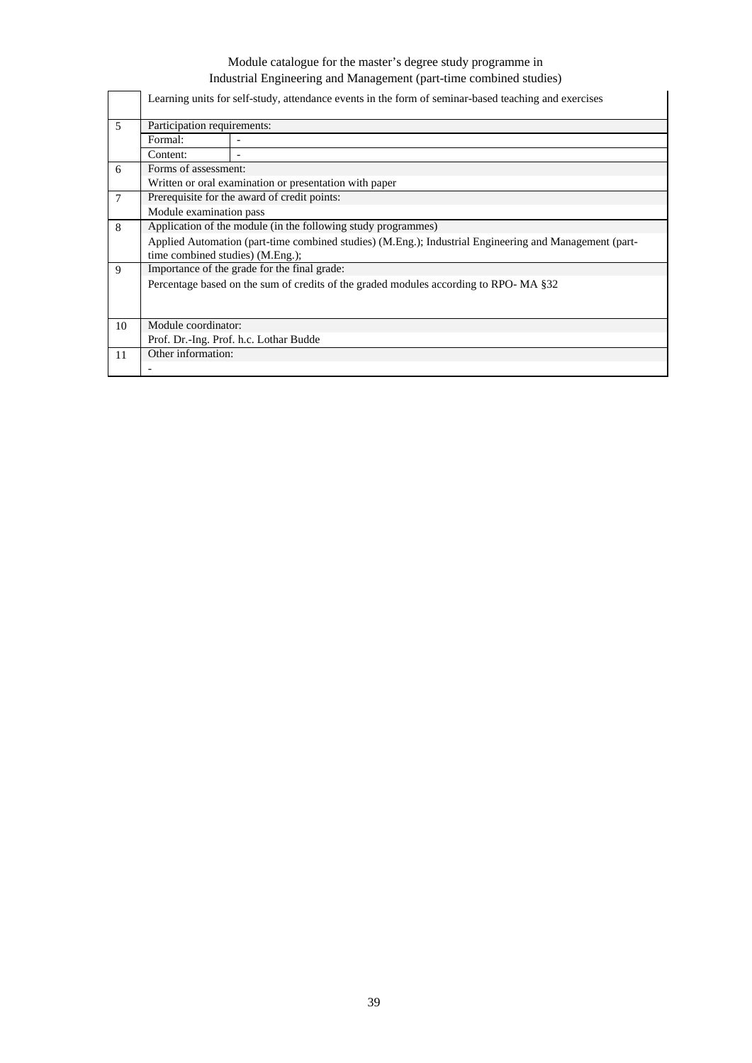| | | |
|---|---|---|
| | Learning units for self-study, attendance events in the form of seminar-based teaching and exercises | |
| 5 | Participation requirements: | |
| | Formal: | - |
| | Content: | - |
| 6 | Forms of assessment: | |
| | Written or oral examination or presentation with paper | |
| 7 | Prerequisite for the award of credit points: | |
| | Module examination pass | |
| 8 | Application of the module (in the following study programmes) | |
| | Applied Automation (part-time combined studies) (M.Eng.); Industrial Engineering and Management (part-time combined studies) (M.Eng.); | |
| 9 | Importance of the grade for the final grade: | |
| | Percentage based on the sum of credits of the graded modules according to RPO- MA §32 | |
| 10 | Module coordinator: | |
| | Prof. Dr.-Ing. Prof. h.c. Lothar Budde | |
| 11 | Other information: | |
| | - | |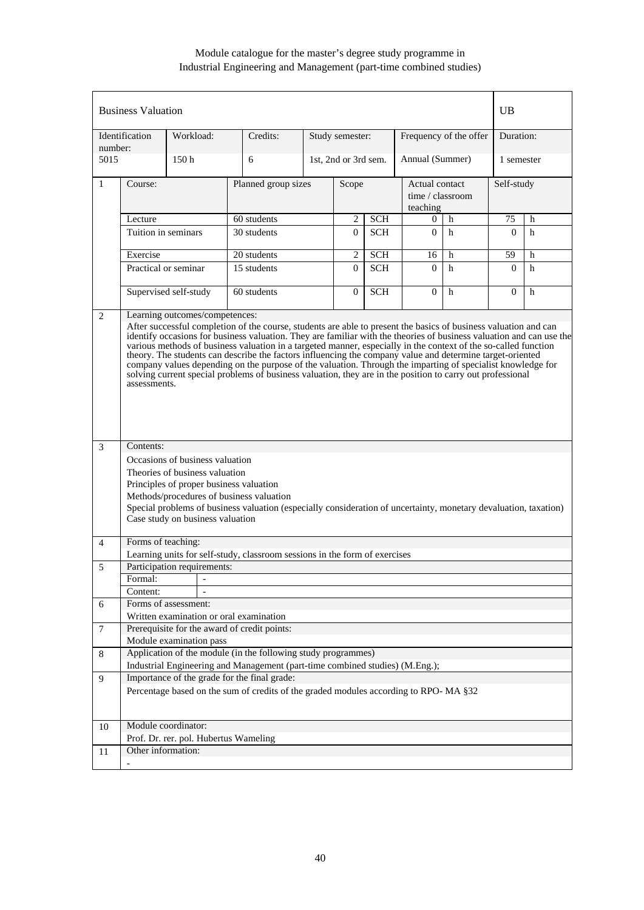Module catalogue for the master's degree study programme in
Industrial Engineering and Management (part-time combined studies)

| Business Valuation | | | | | | UB |
|---|---|---|---|---|---|---|
| Identification number: | Workload: | Credits: | Study semester: | Frequency of the offer | | Duration: |
| 5015 | 150 h | 6 | 1st, 2nd or 3rd sem. | Annual (Summer) | | 1 semester |

| 1 | Course: | Planned group sizes | Scope | Actual contact time / classroom teaching | Self-study |
|---|---|---|---|---|---|
| | Lecture | 60 students | 2 SCH | 0 h | 75 h |
| | Tuition in seminars | 30 students | 0 SCH | 0 h | 0 h |
| | Exercise | 20 students | 2 SCH | 16 h | 59 h |
| | Practical or seminar | 15 students | 0 SCH | 0 h | 0 h |
| | Supervised self-study | 60 students | 0 SCH | 0 h | 0 h |

**2 Learning outcomes/competences:**

After successful completion of the course, students are able to present the basics of business valuation and can identify occasions for business valuation. They are familiar with the theories of business valuation and can use the various methods of business valuation in a targeted manner, especially in the context of the so-called function theory. The students can describe the factors influencing the company value and determine target-oriented company values depending on the purpose of the valuation. Through the imparting of specialist knowledge for solving current special problems of business valuation, they are in the position to carry out professional assessments.

**3 Contents:**

Occasions of business valuation
Theories of business valuation
Principles of proper business valuation
Methods/procedures of business valuation
Special problems of business valuation (especially consideration of uncertainty, monetary devaluation, taxation)
Case study on business valuation

**4 Forms of teaching:**

Learning units for self-study, classroom sessions in the form of exercises

**5 Participation requirements:**

Formal: -
Content: -

**6 Forms of assessment:**

Written examination or oral examination

**7 Prerequisite for the award of credit points:**

Module examination pass

**8 Application of the module (in the following study programmes)**

Industrial Engineering and Management (part-time combined studies) (M.Eng.);

**9 Importance of the grade for the final grade:**

Percentage based on the sum of credits of the graded modules according to RPO- MA §32

**10 Module coordinator:**

Prof. Dr. rer. pol. Hubertus Wameling

**11 Other information:**

-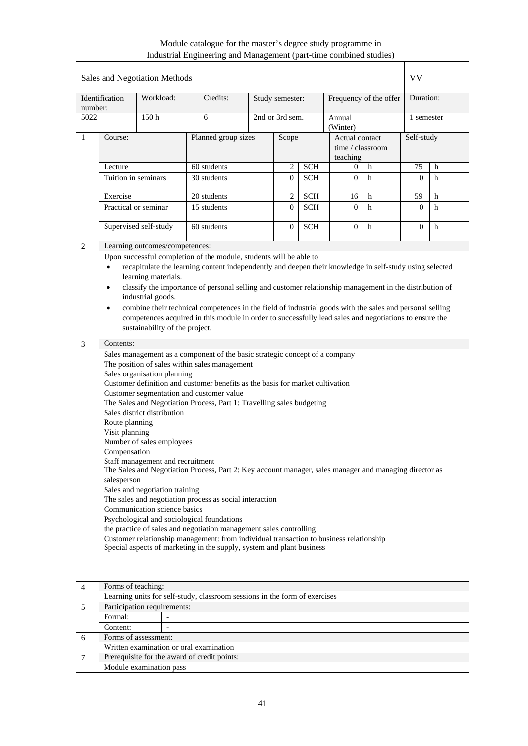Module catalogue for the master's degree study programme in Industrial Engineering and Management (part-time combined studies)

## Sales and Negotiation Methods — VV

| Identification number: | Workload: | Credits: | Study semester: | Frequency of the offer | Duration: |
|---|---|---|---|---|---|
| 5022 | 150 h | 6 | 2nd or 3rd sem. | Annual (Winter) | 1 semester |

**1**

| Course: | Planned group sizes | Scope | | Actual contact time / classroom teaching | | Self-study | |
|---|---|---|---|---|---|---|---|
| Lecture | 60 students | 2 | SCH | 0 | h | 75 | h |
| Tuition in seminars | 30 students | 0 | SCH | 0 | h | 0 | h |
| Exercise | 20 students | 2 | SCH | 16 | h | 59 | h |
| Practical or seminar | 15 students | 0 | SCH | 0 | h | 0 | h |
| Supervised self-study | 60 students | 0 | SCH | 0 | h | 0 | h |

**2 Learning outcomes/competences:**

Upon successful completion of the module, students will be able to

- recapitulate the learning content independently and deepen their knowledge in self-study using selected learning materials.
- classify the importance of personal selling and customer relationship management in the distribution of industrial goods.
- combine their technical competences in the field of industrial goods with the sales and personal selling competences acquired in this module in order to successfully lead sales and negotiations to ensure the sustainability of the project.

**3 Contents:**

Sales management as a component of the basic strategic concept of a company
The position of sales within sales management
Sales organisation planning
Customer definition and customer benefits as the basis for market cultivation
Customer segmentation and customer value
The Sales and Negotiation Process, Part 1: Travelling sales budgeting
Sales district distribution
Route planning
Visit planning
Number of sales employees
Compensation
Staff management and recruitment
The Sales and Negotiation Process, Part 2: Key account manager, sales manager and managing director as salesperson
Sales and negotiation training
The sales and negotiation process as social interaction
Communication science basics
Psychological and sociological foundations
the practice of sales and negotiation management sales controlling
Customer relationship management: from individual transaction to business relationship
Special aspects of marketing in the supply, system and plant business

**4 Forms of teaching:**

Learning units for self-study, classroom sessions in the form of exercises

**5 Participation requirements:**

Formal: -
Content: -

**6 Forms of assessment:**

Written examination or oral examination

**7 Prerequisite for the award of credit points:**

Module examination pass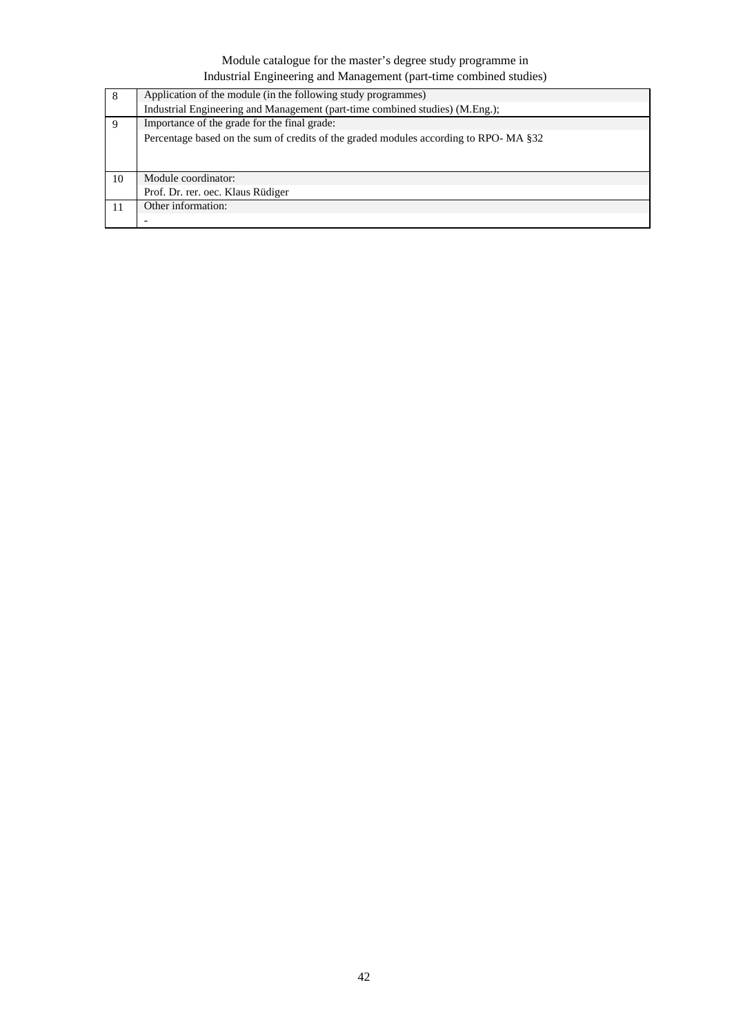| | |
|---|---|
| 8 | Application of the module (in the following study programmes) |
| | Industrial Engineering and Management (part-time combined studies) (M.Eng.); |
| 9 | Importance of the grade for the final grade: |
| | Percentage based on the sum of credits of the graded modules according to RPO- MA §32 |
| 10 | Module coordinator: |
| | Prof. Dr. rer. oec. Klaus Rüdiger |
| 11 | Other information: |
| | - |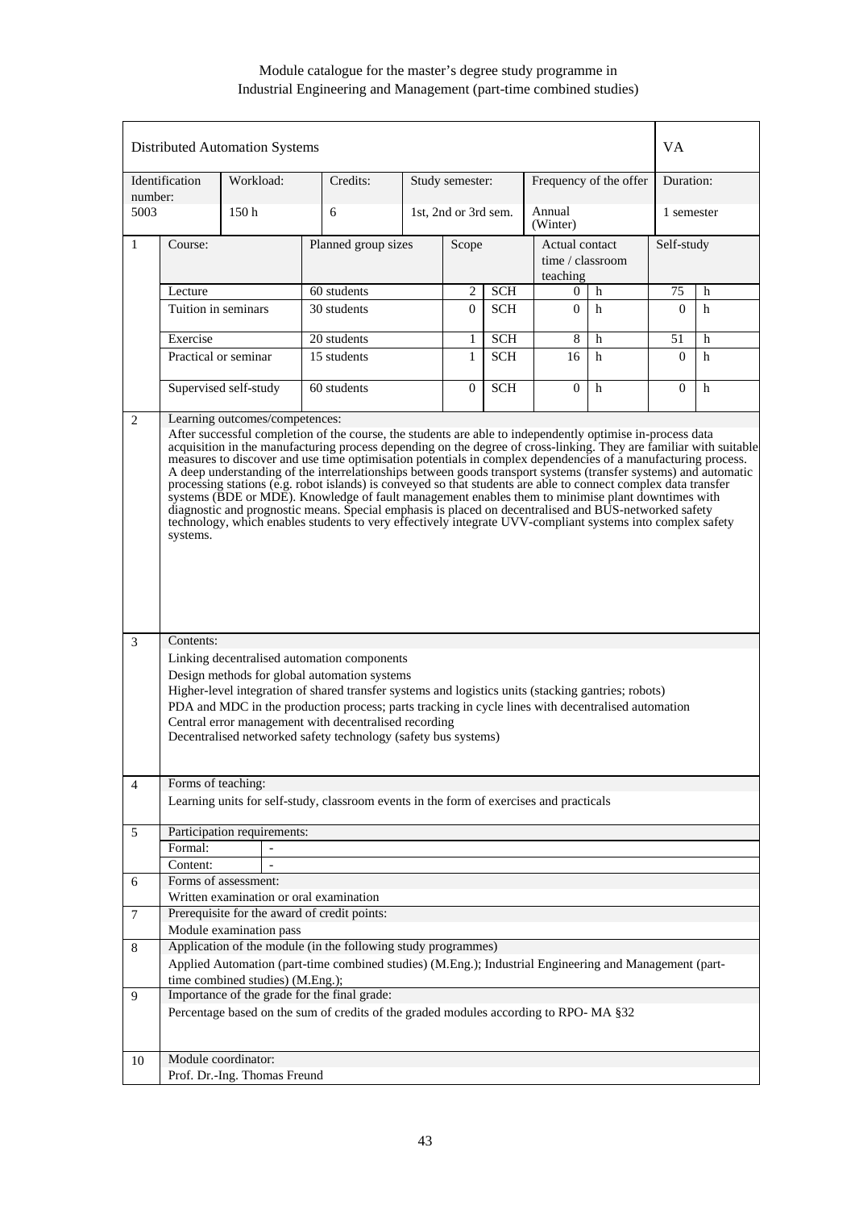Module catalogue for the master's degree study programme in
Industrial Engineering and Management (part-time combined studies)

| Distributed Automation Systems | | | | | | VA |
|---|---|---|---|---|---|---|
| Identification number: | Workload: | Credits: | Study semester: | Frequency of the offer | | Duration: |
| 5003 | 150 h | 6 | 1st, 2nd or 3rd sem. | Annual (Winter) | | 1 semester |

| 1 | Course: | Planned group sizes | Scope | | Actual contact time / classroom teaching | | Self-study | |
|---|---|---|---|---|---|---|---|---|
| | Lecture | 60 students | 2 | SCH | 0 | h | 75 | h |
| | Tuition in seminars | 30 students | 0 | SCH | 0 | h | 0 | h |
| | Exercise | 20 students | 1 | SCH | 8 | h | 51 | h |
| | Practical or seminar | 15 students | 1 | SCH | 16 | h | 0 | h |
| | Supervised self-study | 60 students | 0 | SCH | 0 | h | 0 | h |

**2 Learning outcomes/competences:**

After successful completion of the course, the students are able to independently optimise in-process data acquisition in the manufacturing process depending on the degree of cross-linking. They are familiar with suitable measures to discover and use time optimisation potentials in complex dependencies of a manufacturing process. A deep understanding of the interrelationships between goods transport systems (transfer systems) and automatic processing stations (e.g. robot islands) is conveyed so that students are able to connect complex data transfer systems (BDE or MDE). Knowledge of fault management enables them to minimise plant downtimes with diagnostic and prognostic means. Special emphasis is placed on decentralised and BUS-networked safety technology, which enables students to very effectively integrate UVV-compliant systems into complex safety systems.

**3 Contents:**

Linking decentralised automation components
Design methods for global automation systems
Higher-level integration of shared transfer systems and logistics units (stacking gantries; robots)
PDA and MDC in the production process; parts tracking in cycle lines with decentralised automation
Central error management with decentralised recording
Decentralised networked safety technology (safety bus systems)

**4 Forms of teaching:**

Learning units for self-study, classroom events in the form of exercises and practicals

**5 Participation requirements:**

Formal: -
Content: -

**6 Forms of assessment:**

Written examination or oral examination

**7 Prerequisite for the award of credit points:**

Module examination pass

**8 Application of the module (in the following study programmes)**

Applied Automation (part-time combined studies) (M.Eng.); Industrial Engineering and Management (part-time combined studies) (M.Eng.);

**9 Importance of the grade for the final grade:**

Percentage based on the sum of credits of the graded modules according to RPO- MA §32

**10 Module coordinator:**

Prof. Dr.-Ing. Thomas Freund